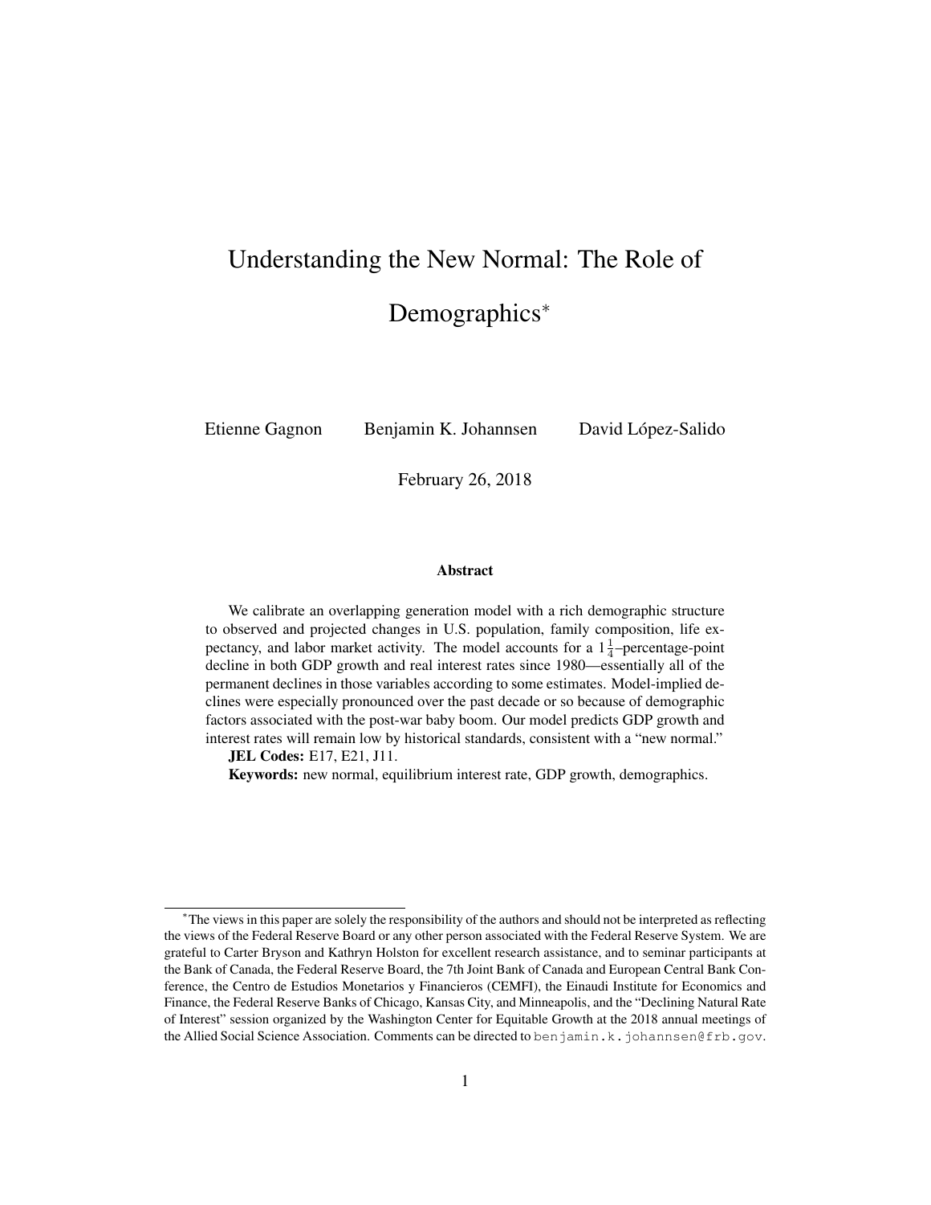# Understanding the New Normal: The Role of Demographics[*]

Etienne Gagnon    Benjamin K. Johannsen    David López-Salido

February 26, 2018

## Abstract

We calibrate an overlapping generation model with a rich demographic structure to observed and projected changes in U.S. population, family composition, life expectancy, and labor market activity. The model accounts for a $1\frac{1}{4}$–percentage-point decline in both GDP growth and real interest rates since 1980—essentially all of the permanent declines in those variables according to some estimates. Model-implied declines were especially pronounced over the past decade or so because of demographic factors associated with the post-war baby boom. Our model predicts GDP growth and interest rates will remain low by historical standards, consistent with a "new normal."

**JEL Codes:** E17, E21, J11.

**Keywords:** new normal, equilibrium interest rate, GDP growth, demographics.

[*]The views in this paper are solely the responsibility of the authors and should not be interpreted as reflecting the views of the Federal Reserve Board or any other person associated with the Federal Reserve System. We are grateful to Carter Bryson and Kathryn Holston for excellent research assistance, and to seminar participants at the Bank of Canada, the Federal Reserve Board, the 7th Joint Bank of Canada and European Central Bank Conference, the Centro de Estudios Monetarios y Financieros (CEMFI), the Einaudi Institute for Economics and Finance, the Federal Reserve Banks of Chicago, Kansas City, and Minneapolis, and the "Declining Natural Rate of Interest" session organized by the Washington Center for Equitable Growth at the 2018 annual meetings of the Allied Social Science Association. Comments can be directed to benjamin.k.johannsen@frb.gov.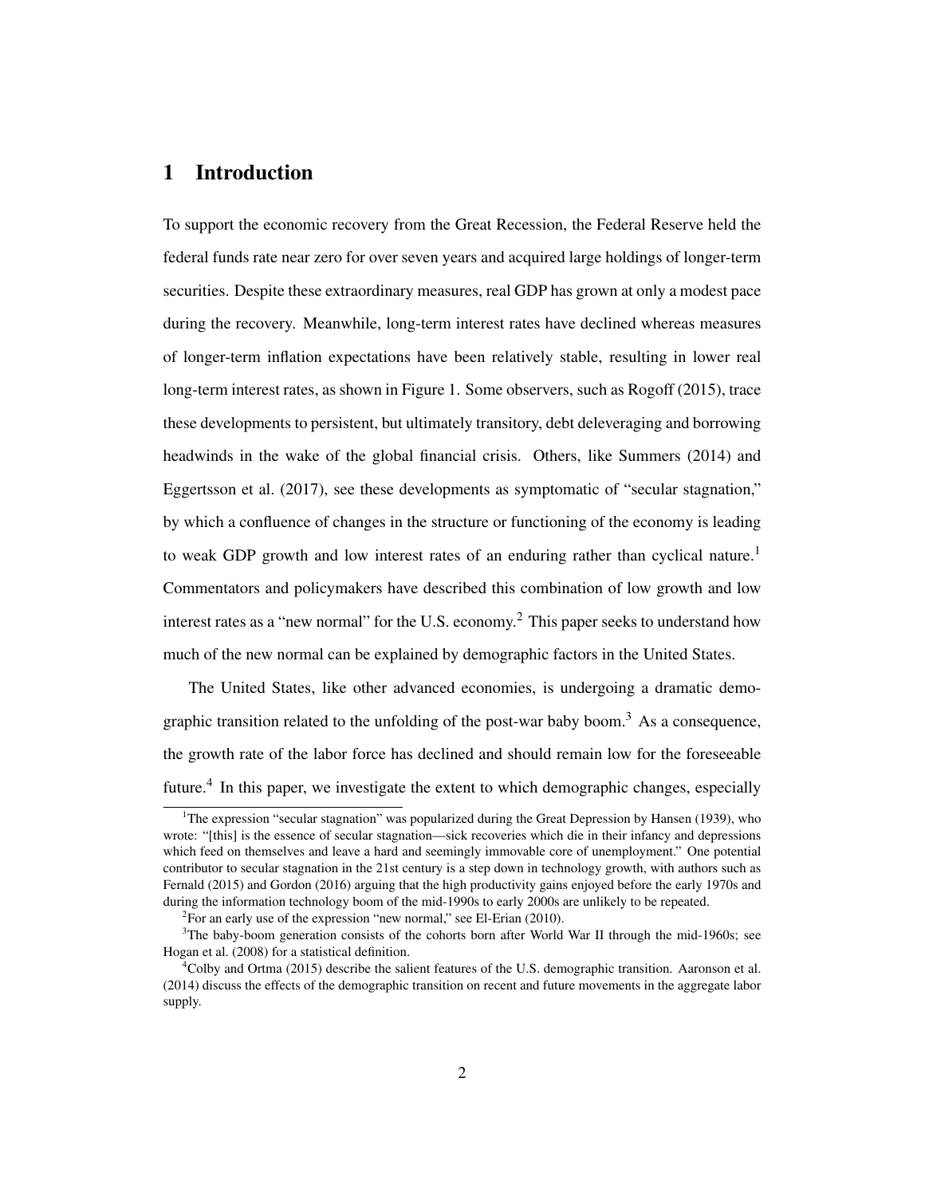# 1 Introduction

To support the economic recovery from the Great Recession, the Federal Reserve held the federal funds rate near zero for over seven years and acquired large holdings of longer-term securities. Despite these extraordinary measures, real GDP has grown at only a modest pace during the recovery. Meanwhile, long-term interest rates have declined whereas measures of longer-term inflation expectations have been relatively stable, resulting in lower real long-term interest rates, as shown in Figure 1. Some observers, such as Rogoff (2015), trace these developments to persistent, but ultimately transitory, debt deleveraging and borrowing headwinds in the wake of the global financial crisis. Others, like Summers (2014) and Eggertsson et al. (2017), see these developments as symptomatic of "secular stagnation," by which a confluence of changes in the structure or functioning of the economy is leading to weak GDP growth and low interest rates of an enduring rather than cyclical nature.[1] Commentators and policymakers have described this combination of low growth and low interest rates as a "new normal" for the U.S. economy.[2] This paper seeks to understand how much of the new normal can be explained by demographic factors in the United States.

The United States, like other advanced economies, is undergoing a dramatic demographic transition related to the unfolding of the post-war baby boom.[3] As a consequence, the growth rate of the labor force has declined and should remain low for the foreseeable future.[4] In this paper, we investigate the extent to which demographic changes, especially

[1] The expression "secular stagnation" was popularized during the Great Depression by Hansen (1939), who wrote: "[this] is the essence of secular stagnation—sick recoveries which die in their infancy and depressions which feed on themselves and leave a hard and seemingly immovable core of unemployment." One potential contributor to secular stagnation in the 21st century is a step down in technology growth, with authors such as Fernald (2015) and Gordon (2016) arguing that the high productivity gains enjoyed before the early 1970s and during the information technology boom of the mid-1990s to early 2000s are unlikely to be repeated.

[2] For an early use of the expression "new normal," see El-Erian (2010).

[3] The baby-boom generation consists of the cohorts born after World War II through the mid-1960s; see Hogan et al. (2008) for a statistical definition.

[4] Colby and Ortma (2015) describe the salient features of the U.S. demographic transition. Aaronson et al. (2014) discuss the effects of the demographic transition on recent and future movements in the aggregate labor supply.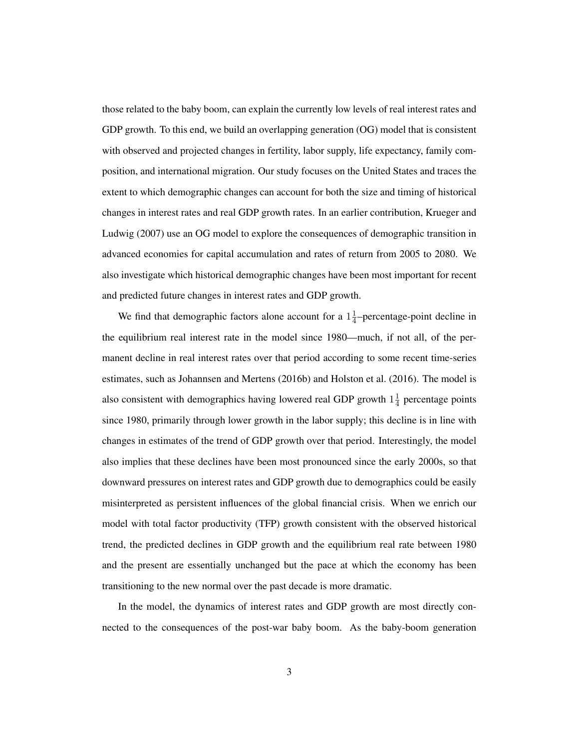those related to the baby boom, can explain the currently low levels of real interest rates and GDP growth. To this end, we build an overlapping generation (OG) model that is consistent with observed and projected changes in fertility, labor supply, life expectancy, family composition, and international migration. Our study focuses on the United States and traces the extent to which demographic changes can account for both the size and timing of historical changes in interest rates and real GDP growth rates. In an earlier contribution, Krueger and Ludwig (2007) use an OG model to explore the consequences of demographic transition in advanced economies for capital accumulation and rates of return from 2005 to 2080. We also investigate which historical demographic changes have been most important for recent and predicted future changes in interest rates and GDP growth.

We find that demographic factors alone account for a $1\frac{1}{4}$–percentage-point decline in the equilibrium real interest rate in the model since 1980—much, if not all, of the permanent decline in real interest rates over that period according to some recent time-series estimates, such as Johannsen and Mertens (2016b) and Holston et al. (2016). The model is also consistent with demographics having lowered real GDP growth $1\frac{1}{4}$ percentage points since 1980, primarily through lower growth in the labor supply; this decline is in line with changes in estimates of the trend of GDP growth over that period. Interestingly, the model also implies that these declines have been most pronounced since the early 2000s, so that downward pressures on interest rates and GDP growth due to demographics could be easily misinterpreted as persistent influences of the global financial crisis. When we enrich our model with total factor productivity (TFP) growth consistent with the observed historical trend, the predicted declines in GDP growth and the equilibrium real rate between 1980 and the present are essentially unchanged but the pace at which the economy has been transitioning to the new normal over the past decade is more dramatic.

In the model, the dynamics of interest rates and GDP growth are most directly connected to the consequences of the post-war baby boom. As the baby-boom generation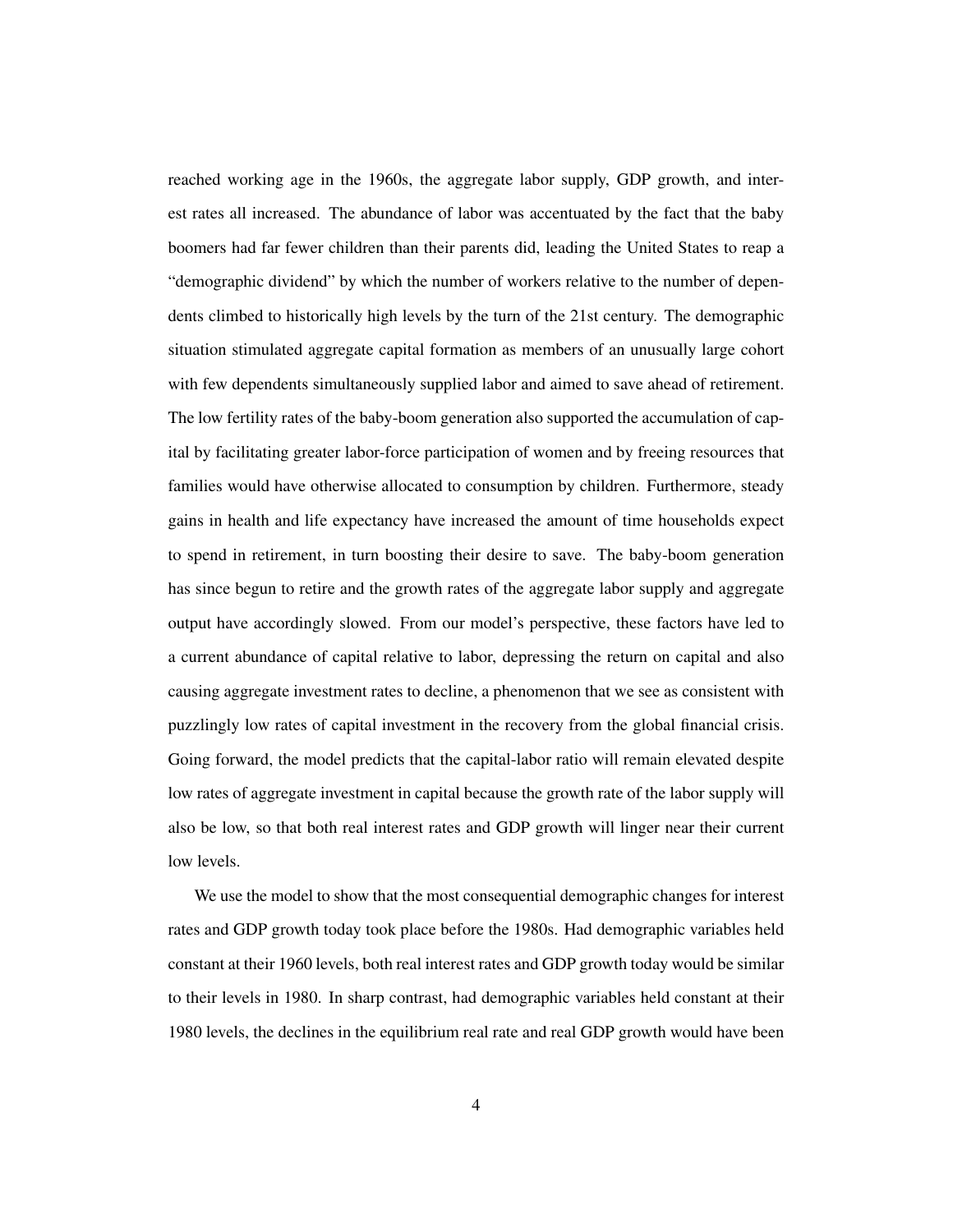reached working age in the 1960s, the aggregate labor supply, GDP growth, and interest rates all increased. The abundance of labor was accentuated by the fact that the baby boomers had far fewer children than their parents did, leading the United States to reap a "demographic dividend" by which the number of workers relative to the number of dependents climbed to historically high levels by the turn of the 21st century. The demographic situation stimulated aggregate capital formation as members of an unusually large cohort with few dependents simultaneously supplied labor and aimed to save ahead of retirement. The low fertility rates of the baby-boom generation also supported the accumulation of capital by facilitating greater labor-force participation of women and by freeing resources that families would have otherwise allocated to consumption by children. Furthermore, steady gains in health and life expectancy have increased the amount of time households expect to spend in retirement, in turn boosting their desire to save. The baby-boom generation has since begun to retire and the growth rates of the aggregate labor supply and aggregate output have accordingly slowed. From our model's perspective, these factors have led to a current abundance of capital relative to labor, depressing the return on capital and also causing aggregate investment rates to decline, a phenomenon that we see as consistent with puzzlingly low rates of capital investment in the recovery from the global financial crisis. Going forward, the model predicts that the capital-labor ratio will remain elevated despite low rates of aggregate investment in capital because the growth rate of the labor supply will also be low, so that both real interest rates and GDP growth will linger near their current low levels.

We use the model to show that the most consequential demographic changes for interest rates and GDP growth today took place before the 1980s. Had demographic variables held constant at their 1960 levels, both real interest rates and GDP growth today would be similar to their levels in 1980. In sharp contrast, had demographic variables held constant at their 1980 levels, the declines in the equilibrium real rate and real GDP growth would have been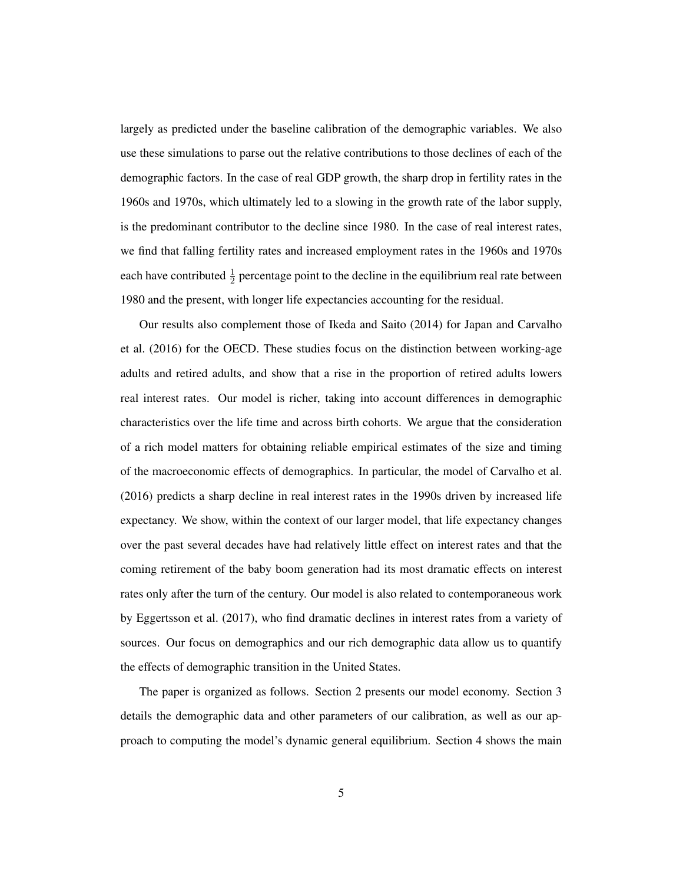largely as predicted under the baseline calibration of the demographic variables. We also use these simulations to parse out the relative contributions to those declines of each of the demographic factors. In the case of real GDP growth, the sharp drop in fertility rates in the 1960s and 1970s, which ultimately led to a slowing in the growth rate of the labor supply, is the predominant contributor to the decline since 1980. In the case of real interest rates, we find that falling fertility rates and increased employment rates in the 1960s and 1970s each have contributed $\frac{1}{2}$ percentage point to the decline in the equilibrium real rate between 1980 and the present, with longer life expectancies accounting for the residual.

Our results also complement those of Ikeda and Saito (2014) for Japan and Carvalho et al. (2016) for the OECD. These studies focus on the distinction between working-age adults and retired adults, and show that a rise in the proportion of retired adults lowers real interest rates. Our model is richer, taking into account differences in demographic characteristics over the life time and across birth cohorts. We argue that the consideration of a rich model matters for obtaining reliable empirical estimates of the size and timing of the macroeconomic effects of demographics. In particular, the model of Carvalho et al. (2016) predicts a sharp decline in real interest rates in the 1990s driven by increased life expectancy. We show, within the context of our larger model, that life expectancy changes over the past several decades have had relatively little effect on interest rates and that the coming retirement of the baby boom generation had its most dramatic effects on interest rates only after the turn of the century. Our model is also related to contemporaneous work by Eggertsson et al. (2017), who find dramatic declines in interest rates from a variety of sources. Our focus on demographics and our rich demographic data allow us to quantify the effects of demographic transition in the United States.

The paper is organized as follows. Section 2 presents our model economy. Section 3 details the demographic data and other parameters of our calibration, as well as our approach to computing the model's dynamic general equilibrium. Section 4 shows the main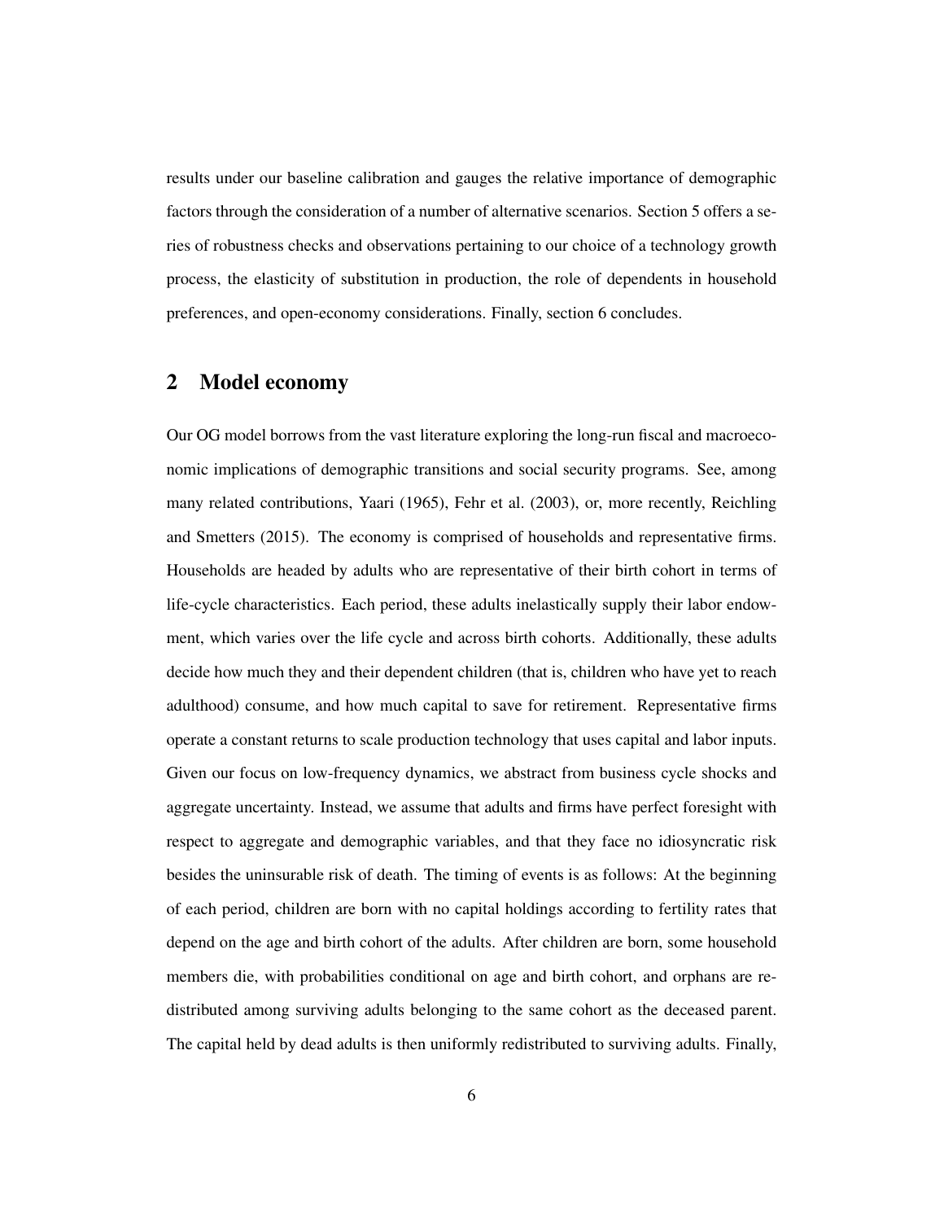results under our baseline calibration and gauges the relative importance of demographic factors through the consideration of a number of alternative scenarios. Section 5 offers a series of robustness checks and observations pertaining to our choice of a technology growth process, the elasticity of substitution in production, the role of dependents in household preferences, and open-economy considerations. Finally, section 6 concludes.

## 2 Model economy

Our OG model borrows from the vast literature exploring the long-run fiscal and macroeconomic implications of demographic transitions and social security programs. See, among many related contributions, Yaari (1965), Fehr et al. (2003), or, more recently, Reichling and Smetters (2015). The economy is comprised of households and representative firms. Households are headed by adults who are representative of their birth cohort in terms of life-cycle characteristics. Each period, these adults inelastically supply their labor endowment, which varies over the life cycle and across birth cohorts. Additionally, these adults decide how much they and their dependent children (that is, children who have yet to reach adulthood) consume, and how much capital to save for retirement. Representative firms operate a constant returns to scale production technology that uses capital and labor inputs. Given our focus on low-frequency dynamics, we abstract from business cycle shocks and aggregate uncertainty. Instead, we assume that adults and firms have perfect foresight with respect to aggregate and demographic variables, and that they face no idiosyncratic risk besides the uninsurable risk of death. The timing of events is as follows: At the beginning of each period, children are born with no capital holdings according to fertility rates that depend on the age and birth cohort of the adults. After children are born, some household members die, with probabilities conditional on age and birth cohort, and orphans are redistributed among surviving adults belonging to the same cohort as the deceased parent. The capital held by dead adults is then uniformly redistributed to surviving adults. Finally,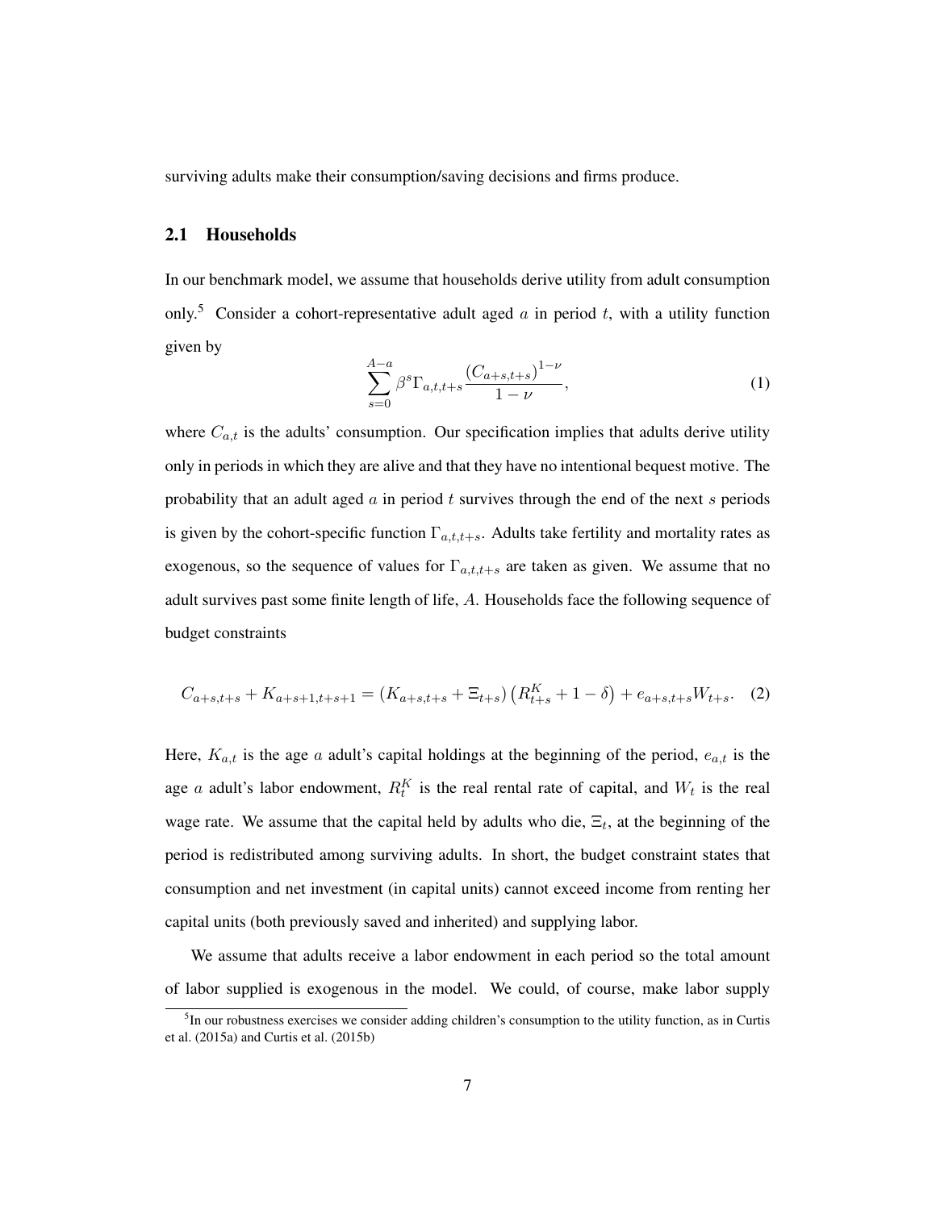surviving adults make their consumption/saving decisions and firms produce.

## 2.1 Households

In our benchmark model, we assume that households derive utility from adult consumption only.[5] Consider a cohort-representative adult aged $a$ in period $t$, with a utility function given by

$$\sum_{s=0}^{A-a} \beta^{s} \Gamma_{a,t,t+s} \frac{\left(C_{a+s,t+s}\right)^{1-\nu}}{1-\nu}, \tag{1}$$

where $C_{a,t}$ is the adults' consumption. Our specification implies that adults derive utility only in periods in which they are alive and that they have no intentional bequest motive. The probability that an adult aged $a$ in period $t$ survives through the end of the next $s$ periods is given by the cohort-specific function $\Gamma_{a,t,t+s}$. Adults take fertility and mortality rates as exogenous, so the sequence of values for $\Gamma_{a,t,t+s}$ are taken as given. We assume that no adult survives past some finite length of life, $A$. Households face the following sequence of budget constraints

$$C_{a+s,t+s} + K_{a+s+1,t+s+1} = \left(K_{a+s,t+s} + \Xi_{t+s}\right)\left(R^{K}_{t+s} + 1 - \delta\right) + e_{a+s,t+s} W_{t+s}. \tag{2}$$

Here, $K_{a,t}$ is the age $a$ adult's capital holdings at the beginning of the period, $e_{a,t}$ is the age $a$ adult's labor endowment, $R^{K}_{t}$ is the real rental rate of capital, and $W_t$ is the real wage rate. We assume that the capital held by adults who die, $\Xi_t$, at the beginning of the period is redistributed among surviving adults. In short, the budget constraint states that consumption and net investment (in capital units) cannot exceed income from renting her capital units (both previously saved and inherited) and supplying labor.

We assume that adults receive a labor endowment in each period so the total amount of labor supplied is exogenous in the model. We could, of course, make labor supply

[5] In our robustness exercises we consider adding children's consumption to the utility function, as in Curtis et al. (2015a) and Curtis et al. (2015b)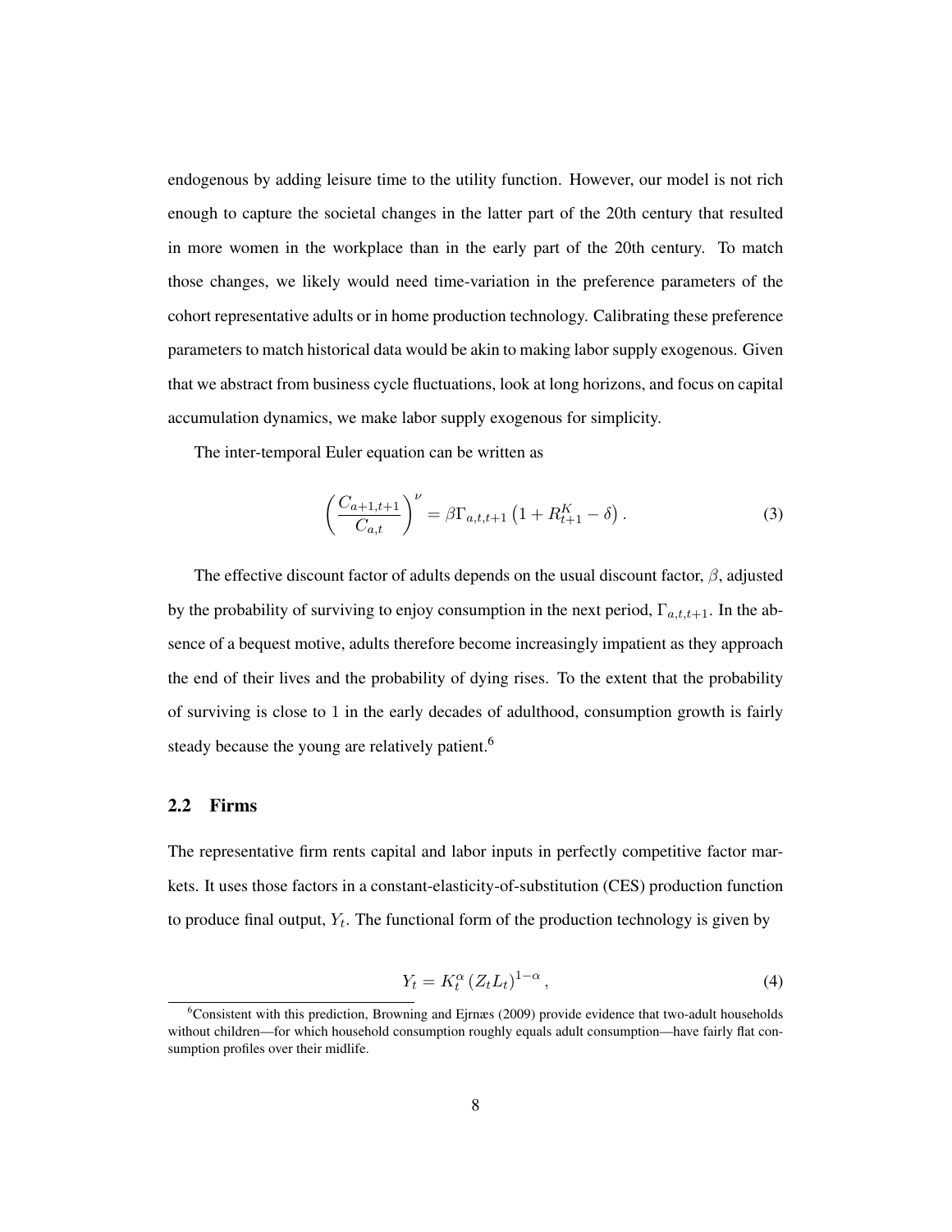endogenous by adding leisure time to the utility function. However, our model is not rich enough to capture the societal changes in the latter part of the 20th century that resulted in more women in the workplace than in the early part of the 20th century. To match those changes, we likely would need time-variation in the preference parameters of the cohort representative adults or in home production technology. Calibrating these preference parameters to match historical data would be akin to making labor supply exogenous. Given that we abstract from business cycle fluctuations, look at long horizons, and focus on capital accumulation dynamics, we make labor supply exogenous for simplicity.

The inter-temporal Euler equation can be written as

$$\left(\frac{C_{a+1,t+1}}{C_{a,t}}\right)^{\nu} = \beta \Gamma_{a,t,t+1} \left(1 + R_{t+1}^{K} - \delta\right). \tag{3}$$

The effective discount factor of adults depends on the usual discount factor, $\beta$, adjusted by the probability of surviving to enjoy consumption in the next period, $\Gamma_{a,t,t+1}$. In the absence of a bequest motive, adults therefore become increasingly impatient as they approach the end of their lives and the probability of dying rises. To the extent that the probability of surviving is close to 1 in the early decades of adulthood, consumption growth is fairly steady because the young are relatively patient.[6]

## 2.2 Firms

The representative firm rents capital and labor inputs in perfectly competitive factor markets. It uses those factors in a constant-elasticity-of-substitution (CES) production function to produce final output, $Y_t$. The functional form of the production technology is given by

$$Y_t = K_t^{\alpha} \left(Z_t L_t\right)^{1-\alpha}, \tag{4}$$

[6] Consistent with this prediction, Browning and Ejrnæs (2009) provide evidence that two-adult households without children—for which household consumption roughly equals adult consumption—have fairly flat consumption profiles over their midlife.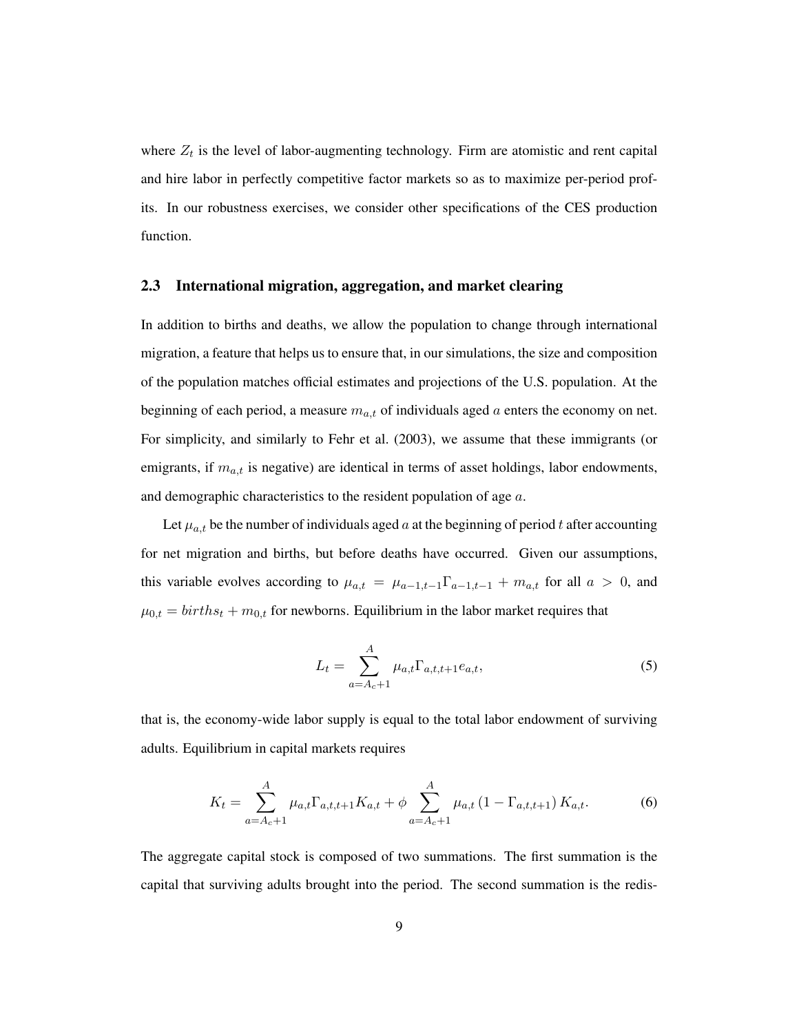where $Z_t$ is the level of labor-augmenting technology. Firm are atomistic and rent capital and hire labor in perfectly competitive factor markets so as to maximize per-period profits. In our robustness exercises, we consider other specifications of the CES production function.

## 2.3 International migration, aggregation, and market clearing

In addition to births and deaths, we allow the population to change through international migration, a feature that helps us to ensure that, in our simulations, the size and composition of the population matches official estimates and projections of the U.S. population. At the beginning of each period, a measure $m_{a,t}$ of individuals aged $a$ enters the economy on net. For simplicity, and similarly to Fehr et al. (2003), we assume that these immigrants (or emigrants, if $m_{a,t}$ is negative) are identical in terms of asset holdings, labor endowments, and demographic characteristics to the resident population of age $a$.

Let $\mu_{a,t}$ be the number of individuals aged $a$ at the beginning of period $t$ after accounting for net migration and births, but before deaths have occurred. Given our assumptions, this variable evolves according to $\mu_{a,t} = \mu_{a-1,t-1}\Gamma_{a-1,t-1} + m_{a,t}$ for all $a > 0$, and $\mu_{0,t} = births_t + m_{0,t}$ for newborns. Equilibrium in the labor market requires that

$$L_t = \sum_{a=A_c+1}^{A} \mu_{a,t}\Gamma_{a,t,t+1}e_{a,t}, \tag{5}$$

that is, the economy-wide labor supply is equal to the total labor endowment of surviving adults. Equilibrium in capital markets requires

$$K_t = \sum_{a=A_c+1}^{A} \mu_{a,t}\Gamma_{a,t,t+1}K_{a,t} + \phi \sum_{a=A_c+1}^{A} \mu_{a,t}\left(1 - \Gamma_{a,t,t+1}\right)K_{a,t}. \tag{6}$$

The aggregate capital stock is composed of two summations. The first summation is the capital that surviving adults brought into the period. The second summation is the redis-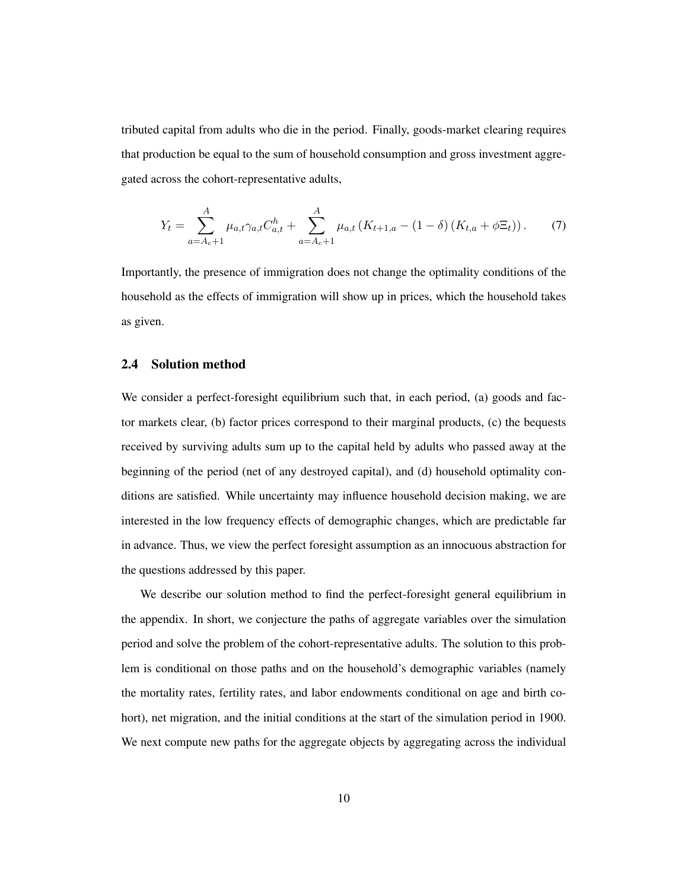tributed capital from adults who die in the period. Finally, goods-market clearing requires that production be equal to the sum of household consumption and gross investment aggregated across the cohort-representative adults,

$$Y_t = \sum_{a=A_c+1}^{A} \mu_{a,t}\gamma_{a,t}C_{a,t}^h + \sum_{a=A_c+1}^{A} \mu_{a,t}\left(K_{t+1,a} - (1-\delta)\left(K_{t,a} + \phi\Xi_t\right)\right). \tag{7}$$

Importantly, the presence of immigration does not change the optimality conditions of the household as the effects of immigration will show up in prices, which the household takes as given.

## 2.4 Solution method

We consider a perfect-foresight equilibrium such that, in each period, (a) goods and factor markets clear, (b) factor prices correspond to their marginal products, (c) the bequests received by surviving adults sum up to the capital held by adults who passed away at the beginning of the period (net of any destroyed capital), and (d) household optimality conditions are satisfied. While uncertainty may influence household decision making, we are interested in the low frequency effects of demographic changes, which are predictable far in advance. Thus, we view the perfect foresight assumption as an innocuous abstraction for the questions addressed by this paper.

We describe our solution method to find the perfect-foresight general equilibrium in the appendix. In short, we conjecture the paths of aggregate variables over the simulation period and solve the problem of the cohort-representative adults. The solution to this problem is conditional on those paths and on the household's demographic variables (namely the mortality rates, fertility rates, and labor endowments conditional on age and birth cohort), net migration, and the initial conditions at the start of the simulation period in 1900. We next compute new paths for the aggregate objects by aggregating across the individual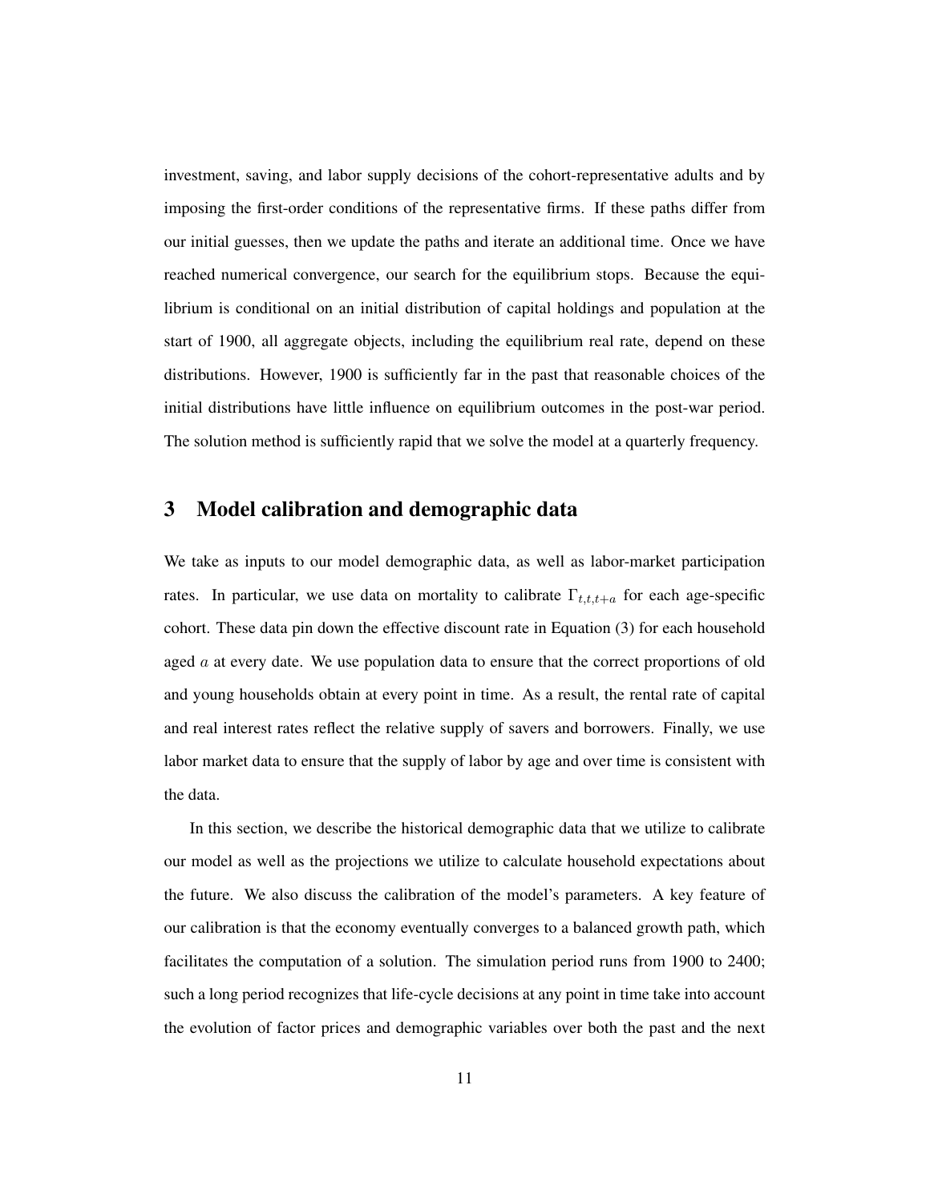investment, saving, and labor supply decisions of the cohort-representative adults and by imposing the first-order conditions of the representative firms. If these paths differ from our initial guesses, then we update the paths and iterate an additional time. Once we have reached numerical convergence, our search for the equilibrium stops. Because the equilibrium is conditional on an initial distribution of capital holdings and population at the start of 1900, all aggregate objects, including the equilibrium real rate, depend on these distributions. However, 1900 is sufficiently far in the past that reasonable choices of the initial distributions have little influence on equilibrium outcomes in the post-war period. The solution method is sufficiently rapid that we solve the model at a quarterly frequency.

## 3 Model calibration and demographic data

We take as inputs to our model demographic data, as well as labor-market participation rates. In particular, we use data on mortality to calibrate $\Gamma_{t,t,t+a}$ for each age-specific cohort. These data pin down the effective discount rate in Equation (3) for each household aged $a$ at every date. We use population data to ensure that the correct proportions of old and young households obtain at every point in time. As a result, the rental rate of capital and real interest rates reflect the relative supply of savers and borrowers. Finally, we use labor market data to ensure that the supply of labor by age and over time is consistent with the data.

In this section, we describe the historical demographic data that we utilize to calibrate our model as well as the projections we utilize to calculate household expectations about the future. We also discuss the calibration of the model's parameters. A key feature of our calibration is that the economy eventually converges to a balanced growth path, which facilitates the computation of a solution. The simulation period runs from 1900 to 2400; such a long period recognizes that life-cycle decisions at any point in time take into account the evolution of factor prices and demographic variables over both the past and the next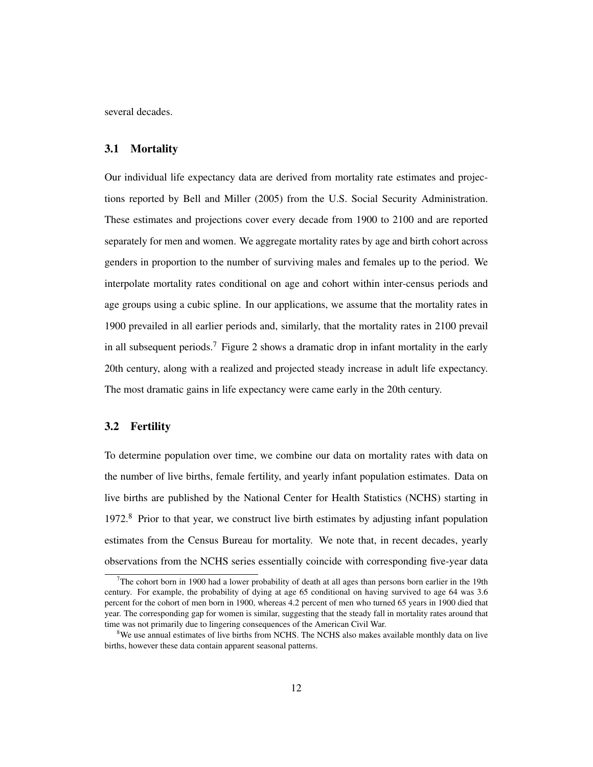several decades.

### 3.1 Mortality

Our individual life expectancy data are derived from mortality rate estimates and projections reported by Bell and Miller (2005) from the U.S. Social Security Administration. These estimates and projections cover every decade from 1900 to 2100 and are reported separately for men and women. We aggregate mortality rates by age and birth cohort across genders in proportion to the number of surviving males and females up to the period. We interpolate mortality rates conditional on age and cohort within inter-census periods and age groups using a cubic spline. In our applications, we assume that the mortality rates in 1900 prevailed in all earlier periods and, similarly, that the mortality rates in 2100 prevail in all subsequent periods.[7] Figure 2 shows a dramatic drop in infant mortality in the early 20th century, along with a realized and projected steady increase in adult life expectancy. The most dramatic gains in life expectancy were came early in the 20th century.

### 3.2 Fertility

To determine population over time, we combine our data on mortality rates with data on the number of live births, female fertility, and yearly infant population estimates. Data on live births are published by the National Center for Health Statistics (NCHS) starting in 1972.[8] Prior to that year, we construct live birth estimates by adjusting infant population estimates from the Census Bureau for mortality. We note that, in recent decades, yearly observations from the NCHS series essentially coincide with corresponding five-year data

[7] The cohort born in 1900 had a lower probability of death at all ages than persons born earlier in the 19th century. For example, the probability of dying at age 65 conditional on having survived to age 64 was 3.6 percent for the cohort of men born in 1900, whereas 4.2 percent of men who turned 65 years in 1900 died that year. The corresponding gap for women is similar, suggesting that the steady fall in mortality rates around that time was not primarily due to lingering consequences of the American Civil War.

[8] We use annual estimates of live births from NCHS. The NCHS also makes available monthly data on live births, however these data contain apparent seasonal patterns.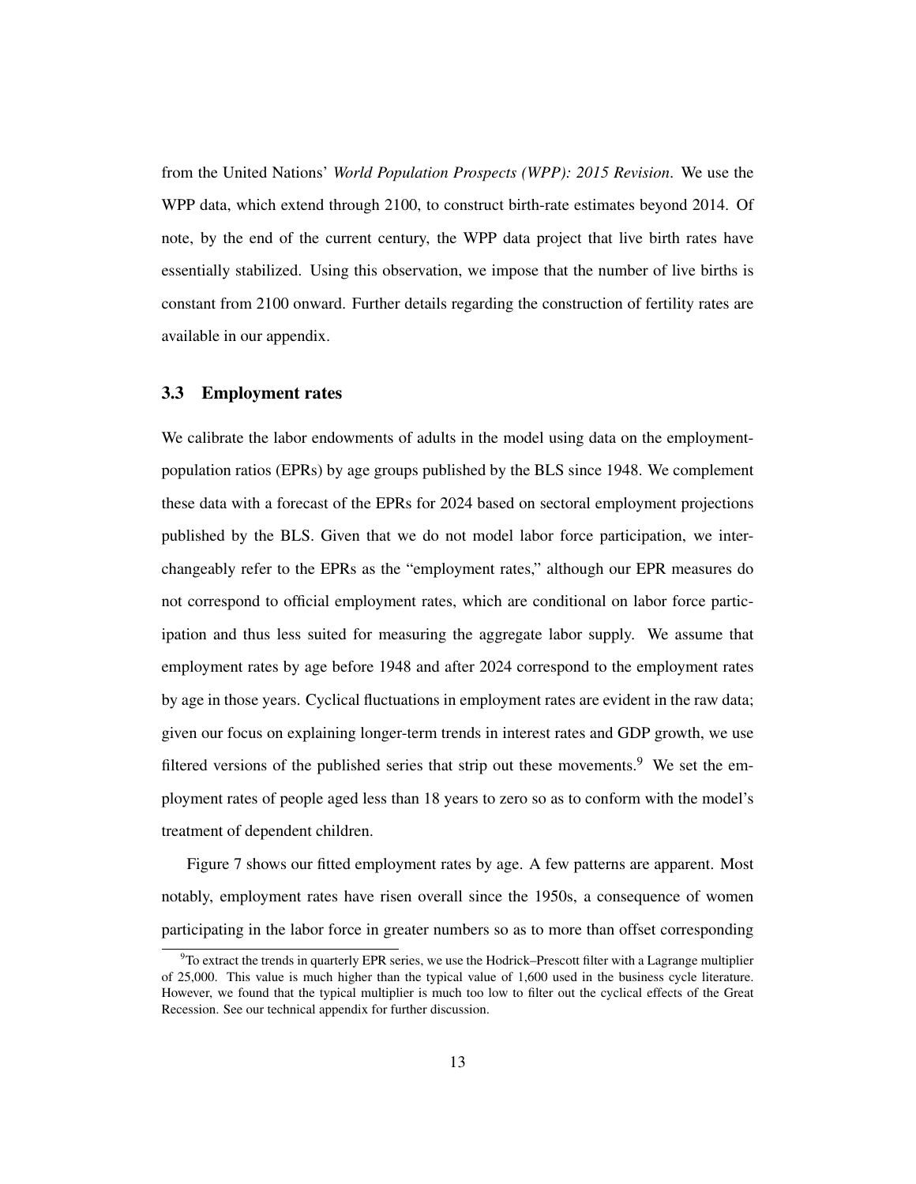from the United Nations' *World Population Prospects (WPP): 2015 Revision*. We use the WPP data, which extend through 2100, to construct birth-rate estimates beyond 2014. Of note, by the end of the current century, the WPP data project that live birth rates have essentially stabilized. Using this observation, we impose that the number of live births is constant from 2100 onward. Further details regarding the construction of fertility rates are available in our appendix.

### 3.3 Employment rates

We calibrate the labor endowments of adults in the model using data on the employment-population ratios (EPRs) by age groups published by the BLS since 1948. We complement these data with a forecast of the EPRs for 2024 based on sectoral employment projections published by the BLS. Given that we do not model labor force participation, we interchangeably refer to the EPRs as the "employment rates," although our EPR measures do not correspond to official employment rates, which are conditional on labor force participation and thus less suited for measuring the aggregate labor supply. We assume that employment rates by age before 1948 and after 2024 correspond to the employment rates by age in those years. Cyclical fluctuations in employment rates are evident in the raw data; given our focus on explaining longer-term trends in interest rates and GDP growth, we use filtered versions of the published series that strip out these movements.[9] We set the employment rates of people aged less than 18 years to zero so as to conform with the model's treatment of dependent children.

Figure 7 shows our fitted employment rates by age. A few patterns are apparent. Most notably, employment rates have risen overall since the 1950s, a consequence of women participating in the labor force in greater numbers so as to more than offset corresponding

[9] To extract the trends in quarterly EPR series, we use the Hodrick–Prescott filter with a Lagrange multiplier of 25,000. This value is much higher than the typical value of 1,600 used in the business cycle literature. However, we found that the typical multiplier is much too low to filter out the cyclical effects of the Great Recession. See our technical appendix for further discussion.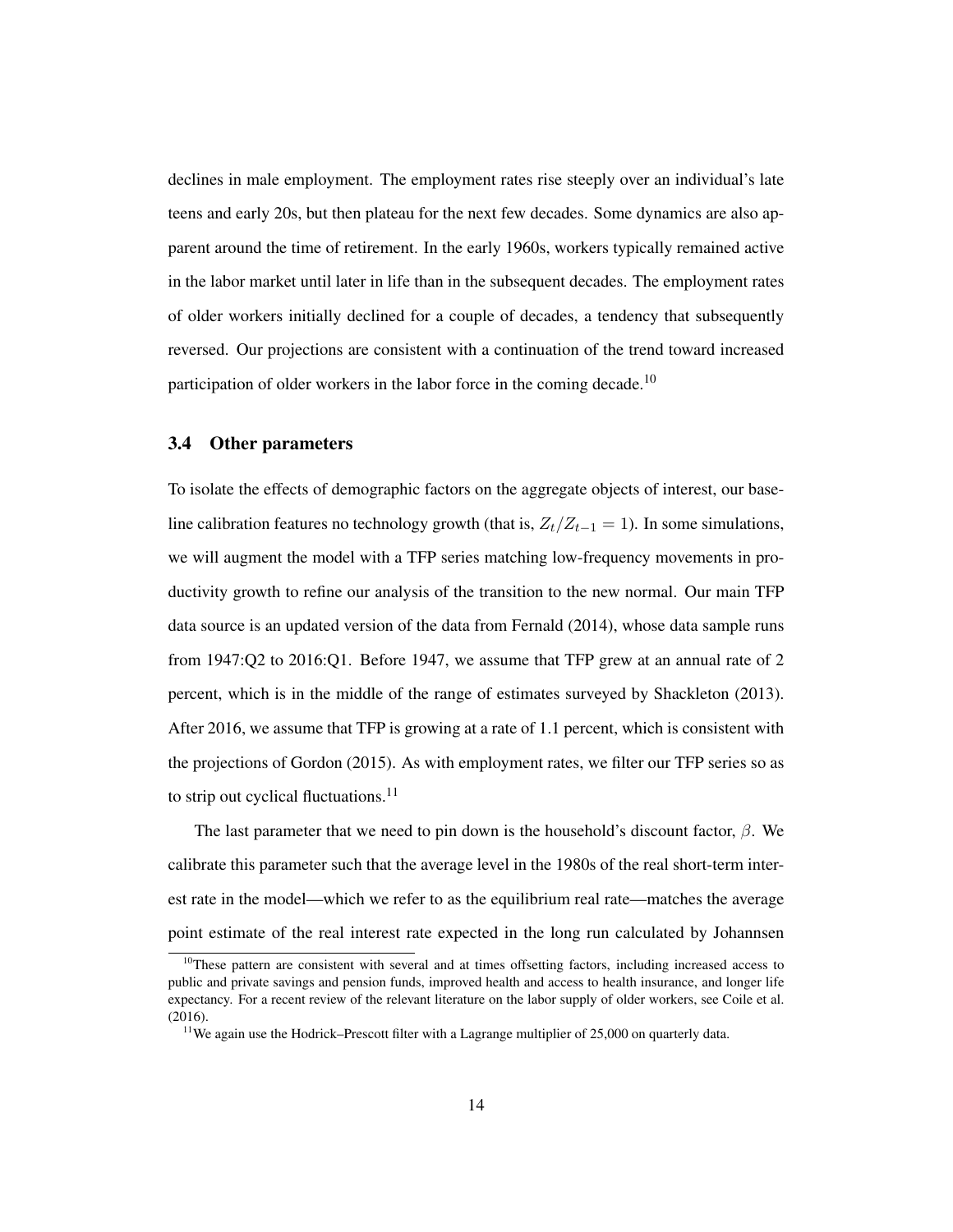declines in male employment. The employment rates rise steeply over an individual's late teens and early 20s, but then plateau for the next few decades. Some dynamics are also apparent around the time of retirement. In the early 1960s, workers typically remained active in the labor market until later in life than in the subsequent decades. The employment rates of older workers initially declined for a couple of decades, a tendency that subsequently reversed. Our projections are consistent with a continuation of the trend toward increased participation of older workers in the labor force in the coming decade.[10]

### 3.4 Other parameters

To isolate the effects of demographic factors on the aggregate objects of interest, our baseline calibration features no technology growth (that is, $Z_t/Z_{t-1} = 1$). In some simulations, we will augment the model with a TFP series matching low-frequency movements in productivity growth to refine our analysis of the transition to the new normal. Our main TFP data source is an updated version of the data from Fernald (2014), whose data sample runs from 1947:Q2 to 2016:Q1. Before 1947, we assume that TFP grew at an annual rate of 2 percent, which is in the middle of the range of estimates surveyed by Shackleton (2013). After 2016, we assume that TFP is growing at a rate of 1.1 percent, which is consistent with the projections of Gordon (2015). As with employment rates, we filter our TFP series so as to strip out cyclical fluctuations.[11]

The last parameter that we need to pin down is the household's discount factor, $\beta$. We calibrate this parameter such that the average level in the 1980s of the real short-term interest rate in the model—which we refer to as the equilibrium real rate—matches the average point estimate of the real interest rate expected in the long run calculated by Johannsen

[10] These pattern are consistent with several and at times offsetting factors, including increased access to public and private savings and pension funds, improved health and access to health insurance, and longer life expectancy. For a recent review of the relevant literature on the labor supply of older workers, see Coile et al. (2016).

[11] We again use the Hodrick–Prescott filter with a Lagrange multiplier of 25,000 on quarterly data.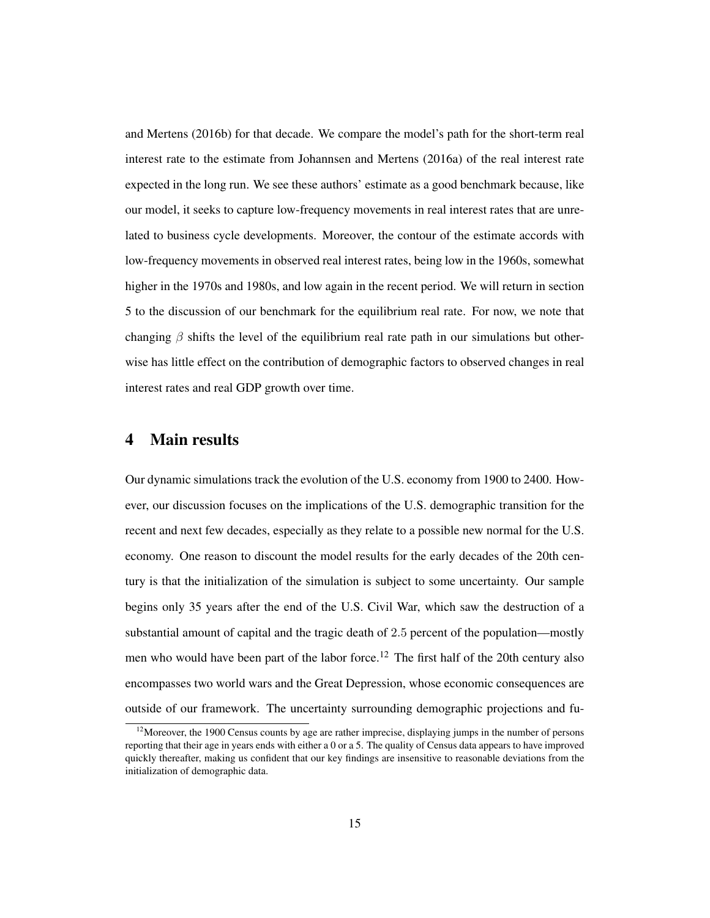and Mertens (2016b) for that decade. We compare the model's path for the short-term real interest rate to the estimate from Johannsen and Mertens (2016a) of the real interest rate expected in the long run. We see these authors' estimate as a good benchmark because, like our model, it seeks to capture low-frequency movements in real interest rates that are unrelated to business cycle developments. Moreover, the contour of the estimate accords with low-frequency movements in observed real interest rates, being low in the 1960s, somewhat higher in the 1970s and 1980s, and low again in the recent period. We will return in section 5 to the discussion of our benchmark for the equilibrium real rate. For now, we note that changing $\beta$ shifts the level of the equilibrium real rate path in our simulations but otherwise has little effect on the contribution of demographic factors to observed changes in real interest rates and real GDP growth over time.

## 4 Main results

Our dynamic simulations track the evolution of the U.S. economy from 1900 to 2400. However, our discussion focuses on the implications of the U.S. demographic transition for the recent and next few decades, especially as they relate to a possible new normal for the U.S. economy. One reason to discount the model results for the early decades of the 20th century is that the initialization of the simulation is subject to some uncertainty. Our sample begins only 35 years after the end of the U.S. Civil War, which saw the destruction of a substantial amount of capital and the tragic death of 2.5 percent of the population—mostly men who would have been part of the labor force.[12] The first half of the 20th century also encompasses two world wars and the Great Depression, whose economic consequences are outside of our framework. The uncertainty surrounding demographic projections and fu-

[12] Moreover, the 1900 Census counts by age are rather imprecise, displaying jumps in the number of persons reporting that their age in years ends with either a 0 or a 5. The quality of Census data appears to have improved quickly thereafter, making us confident that our key findings are insensitive to reasonable deviations from the initialization of demographic data.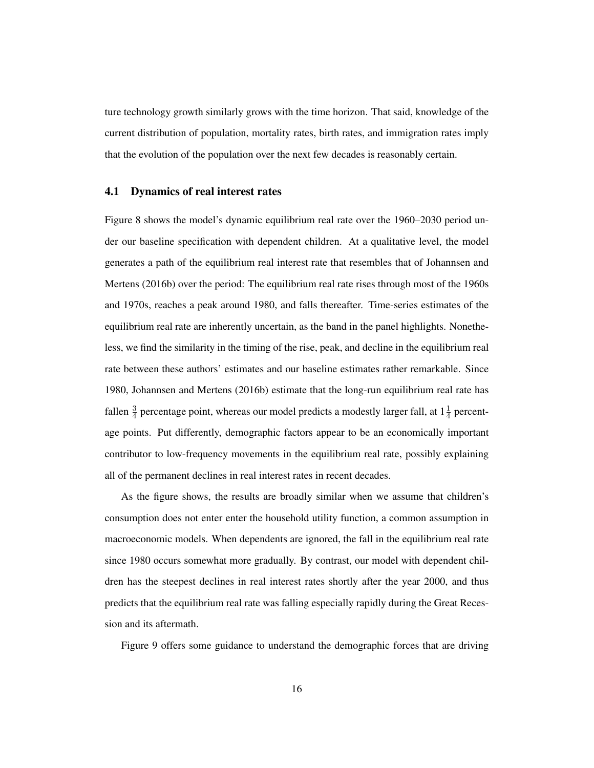ture technology growth similarly grows with the time horizon. That said, knowledge of the current distribution of population, mortality rates, birth rates, and immigration rates imply that the evolution of the population over the next few decades is reasonably certain.

### 4.1 Dynamics of real interest rates

Figure 8 shows the model's dynamic equilibrium real rate over the 1960–2030 period under our baseline specification with dependent children. At a qualitative level, the model generates a path of the equilibrium real interest rate that resembles that of Johannsen and Mertens (2016b) over the period: The equilibrium real rate rises through most of the 1960s and 1970s, reaches a peak around 1980, and falls thereafter. Time-series estimates of the equilibrium real rate are inherently uncertain, as the band in the panel highlights. Nonetheless, we find the similarity in the timing of the rise, peak, and decline in the equilibrium real rate between these authors' estimates and our baseline estimates rather remarkable. Since 1980, Johannsen and Mertens (2016b) estimate that the long-run equilibrium real rate has fallen $\frac{3}{4}$ percentage point, whereas our model predicts a modestly larger fall, at $1\frac{1}{4}$ percentage points. Put differently, demographic factors appear to be an economically important contributor to low-frequency movements in the equilibrium real rate, possibly explaining all of the permanent declines in real interest rates in recent decades.

As the figure shows, the results are broadly similar when we assume that children's consumption does not enter enter the household utility function, a common assumption in macroeconomic models. When dependents are ignored, the fall in the equilibrium real rate since 1980 occurs somewhat more gradually. By contrast, our model with dependent children has the steepest declines in real interest rates shortly after the year 2000, and thus predicts that the equilibrium real rate was falling especially rapidly during the Great Recession and its aftermath.

Figure 9 offers some guidance to understand the demographic forces that are driving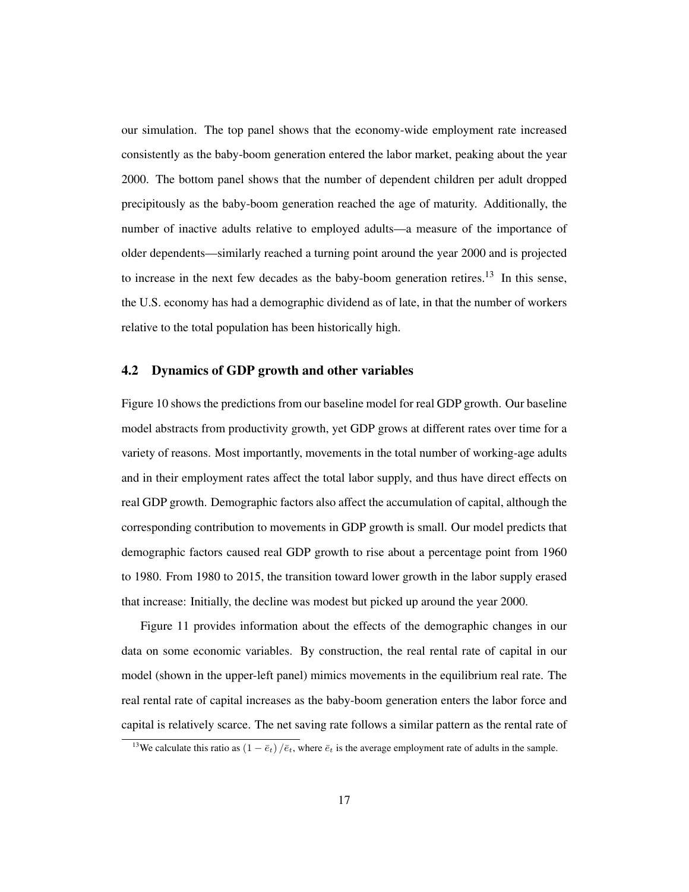our simulation. The top panel shows that the economy-wide employment rate increased consistently as the baby-boom generation entered the labor market, peaking about the year 2000. The bottom panel shows that the number of dependent children per adult dropped precipitously as the baby-boom generation reached the age of maturity. Additionally, the number of inactive adults relative to employed adults—a measure of the importance of older dependents—similarly reached a turning point around the year 2000 and is projected to increase in the next few decades as the baby-boom generation retires.[13] In this sense, the U.S. economy has had a demographic dividend as of late, in that the number of workers relative to the total population has been historically high.

### 4.2 Dynamics of GDP growth and other variables

Figure 10 shows the predictions from our baseline model for real GDP growth. Our baseline model abstracts from productivity growth, yet GDP grows at different rates over time for a variety of reasons. Most importantly, movements in the total number of working-age adults and in their employment rates affect the total labor supply, and thus have direct effects on real GDP growth. Demographic factors also affect the accumulation of capital, although the corresponding contribution to movements in GDP growth is small. Our model predicts that demographic factors caused real GDP growth to rise about a percentage point from 1960 to 1980. From 1980 to 2015, the transition toward lower growth in the labor supply erased that increase: Initially, the decline was modest but picked up around the year 2000.

Figure 11 provides information about the effects of the demographic changes in our data on some economic variables. By construction, the real rental rate of capital in our model (shown in the upper-left panel) mimics movements in the equilibrium real rate. The real rental rate of capital increases as the baby-boom generation enters the labor force and capital is relatively scarce. The net saving rate follows a similar pattern as the rental rate of

[13] We calculate this ratio as $(1 - \bar{e}_t)/\bar{e}_t$, where $\bar{e}_t$ is the average employment rate of adults in the sample.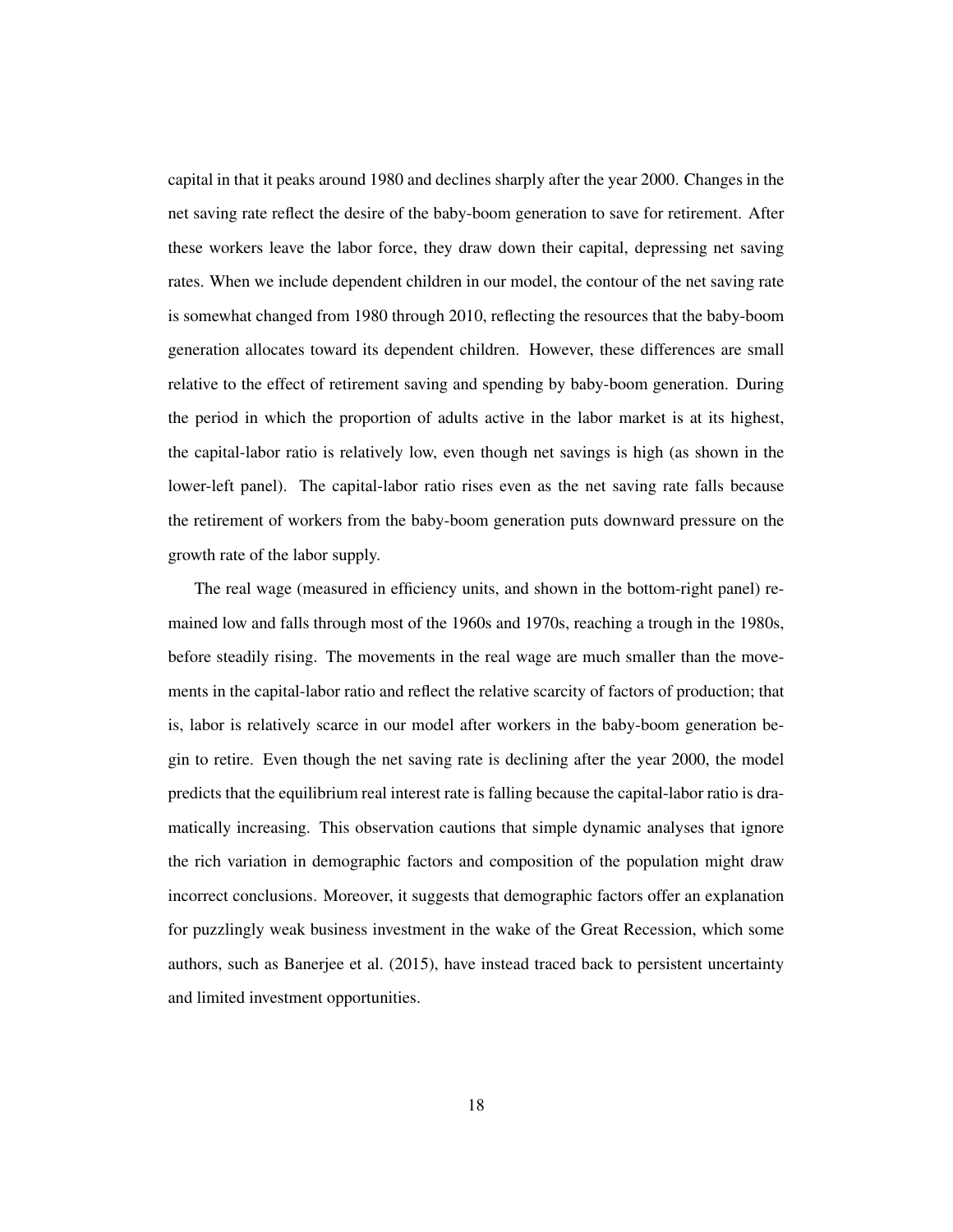capital in that it peaks around 1980 and declines sharply after the year 2000. Changes in the net saving rate reflect the desire of the baby-boom generation to save for retirement. After these workers leave the labor force, they draw down their capital, depressing net saving rates. When we include dependent children in our model, the contour of the net saving rate is somewhat changed from 1980 through 2010, reflecting the resources that the baby-boom generation allocates toward its dependent children. However, these differences are small relative to the effect of retirement saving and spending by baby-boom generation. During the period in which the proportion of adults active in the labor market is at its highest, the capital-labor ratio is relatively low, even though net savings is high (as shown in the lower-left panel). The capital-labor ratio rises even as the net saving rate falls because the retirement of workers from the baby-boom generation puts downward pressure on the growth rate of the labor supply.

The real wage (measured in efficiency units, and shown in the bottom-right panel) remained low and falls through most of the 1960s and 1970s, reaching a trough in the 1980s, before steadily rising. The movements in the real wage are much smaller than the movements in the capital-labor ratio and reflect the relative scarcity of factors of production; that is, labor is relatively scarce in our model after workers in the baby-boom generation begin to retire. Even though the net saving rate is declining after the year 2000, the model predicts that the equilibrium real interest rate is falling because the capital-labor ratio is dramatically increasing. This observation cautions that simple dynamic analyses that ignore the rich variation in demographic factors and composition of the population might draw incorrect conclusions. Moreover, it suggests that demographic factors offer an explanation for puzzlingly weak business investment in the wake of the Great Recession, which some authors, such as Banerjee et al. (2015), have instead traced back to persistent uncertainty and limited investment opportunities.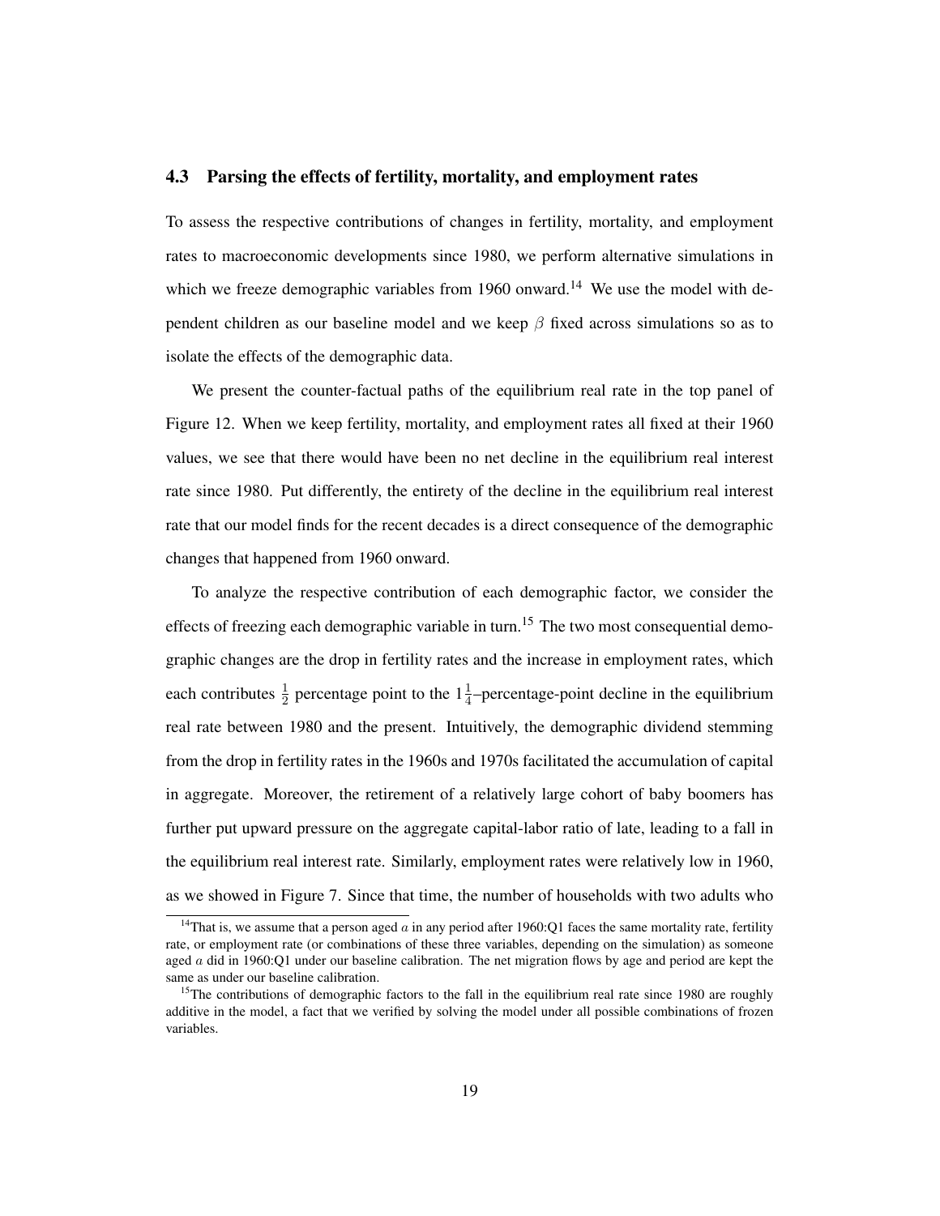### 4.3 Parsing the effects of fertility, mortality, and employment rates

To assess the respective contributions of changes in fertility, mortality, and employment rates to macroeconomic developments since 1980, we perform alternative simulations in which we freeze demographic variables from 1960 onward.[14] We use the model with dependent children as our baseline model and we keep $\beta$ fixed across simulations so as to isolate the effects of the demographic data.

We present the counter-factual paths of the equilibrium real rate in the top panel of Figure 12. When we keep fertility, mortality, and employment rates all fixed at their 1960 values, we see that there would have been no net decline in the equilibrium real interest rate since 1980. Put differently, the entirety of the decline in the equilibrium real interest rate that our model finds for the recent decades is a direct consequence of the demographic changes that happened from 1960 onward.

To analyze the respective contribution of each demographic factor, we consider the effects of freezing each demographic variable in turn.[15] The two most consequential demographic changes are the drop in fertility rates and the increase in employment rates, which each contributes $\frac{1}{2}$ percentage point to the $1\frac{1}{4}$–percentage-point decline in the equilibrium real rate between 1980 and the present. Intuitively, the demographic dividend stemming from the drop in fertility rates in the 1960s and 1970s facilitated the accumulation of capital in aggregate. Moreover, the retirement of a relatively large cohort of baby boomers has further put upward pressure on the aggregate capital-labor ratio of late, leading to a fall in the equilibrium real interest rate. Similarly, employment rates were relatively low in 1960, as we showed in Figure 7. Since that time, the number of households with two adults who

[14] That is, we assume that a person aged $a$ in any period after 1960:Q1 faces the same mortality rate, fertility rate, or employment rate (or combinations of these three variables, depending on the simulation) as someone aged $a$ did in 1960:Q1 under our baseline calibration. The net migration flows by age and period are kept the same as under our baseline calibration.

[15] The contributions of demographic factors to the fall in the equilibrium real rate since 1980 are roughly additive in the model, a fact that we verified by solving the model under all possible combinations of frozen variables.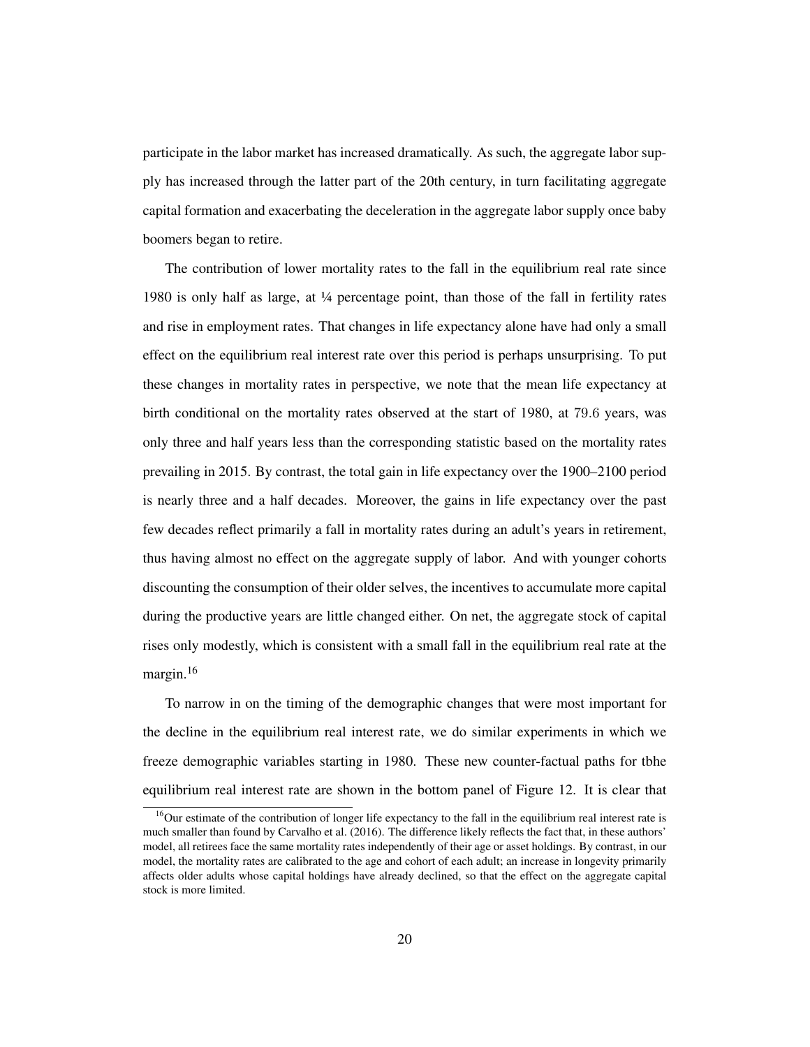participate in the labor market has increased dramatically. As such, the aggregate labor supply has increased through the latter part of the 20th century, in turn facilitating aggregate capital formation and exacerbating the deceleration in the aggregate labor supply once baby boomers began to retire.

The contribution of lower mortality rates to the fall in the equilibrium real rate since 1980 is only half as large, at ¼ percentage point, than those of the fall in fertility rates and rise in employment rates. That changes in life expectancy alone have had only a small effect on the equilibrium real interest rate over this period is perhaps unsurprising. To put these changes in mortality rates in perspective, we note that the mean life expectancy at birth conditional on the mortality rates observed at the start of 1980, at 79.6 years, was only three and half years less than the corresponding statistic based on the mortality rates prevailing in 2015. By contrast, the total gain in life expectancy over the 1900–2100 period is nearly three and a half decades. Moreover, the gains in life expectancy over the past few decades reflect primarily a fall in mortality rates during an adult's years in retirement, thus having almost no effect on the aggregate supply of labor. And with younger cohorts discounting the consumption of their older selves, the incentives to accumulate more capital during the productive years are little changed either. On net, the aggregate stock of capital rises only modestly, which is consistent with a small fall in the equilibrium real rate at the margin.[16]

To narrow in on the timing of the demographic changes that were most important for the decline in the equilibrium real interest rate, we do similar experiments in which we freeze demographic variables starting in 1980. These new counter-factual paths for tbhe equilibrium real interest rate are shown in the bottom panel of Figure 12. It is clear that

[16] Our estimate of the contribution of longer life expectancy to the fall in the equilibrium real interest rate is much smaller than found by Carvalho et al. (2016). The difference likely reflects the fact that, in these authors' model, all retirees face the same mortality rates independently of their age or asset holdings. By contrast, in our model, the mortality rates are calibrated to the age and cohort of each adult; an increase in longevity primarily affects older adults whose capital holdings have already declined, so that the effect on the aggregate capital stock is more limited.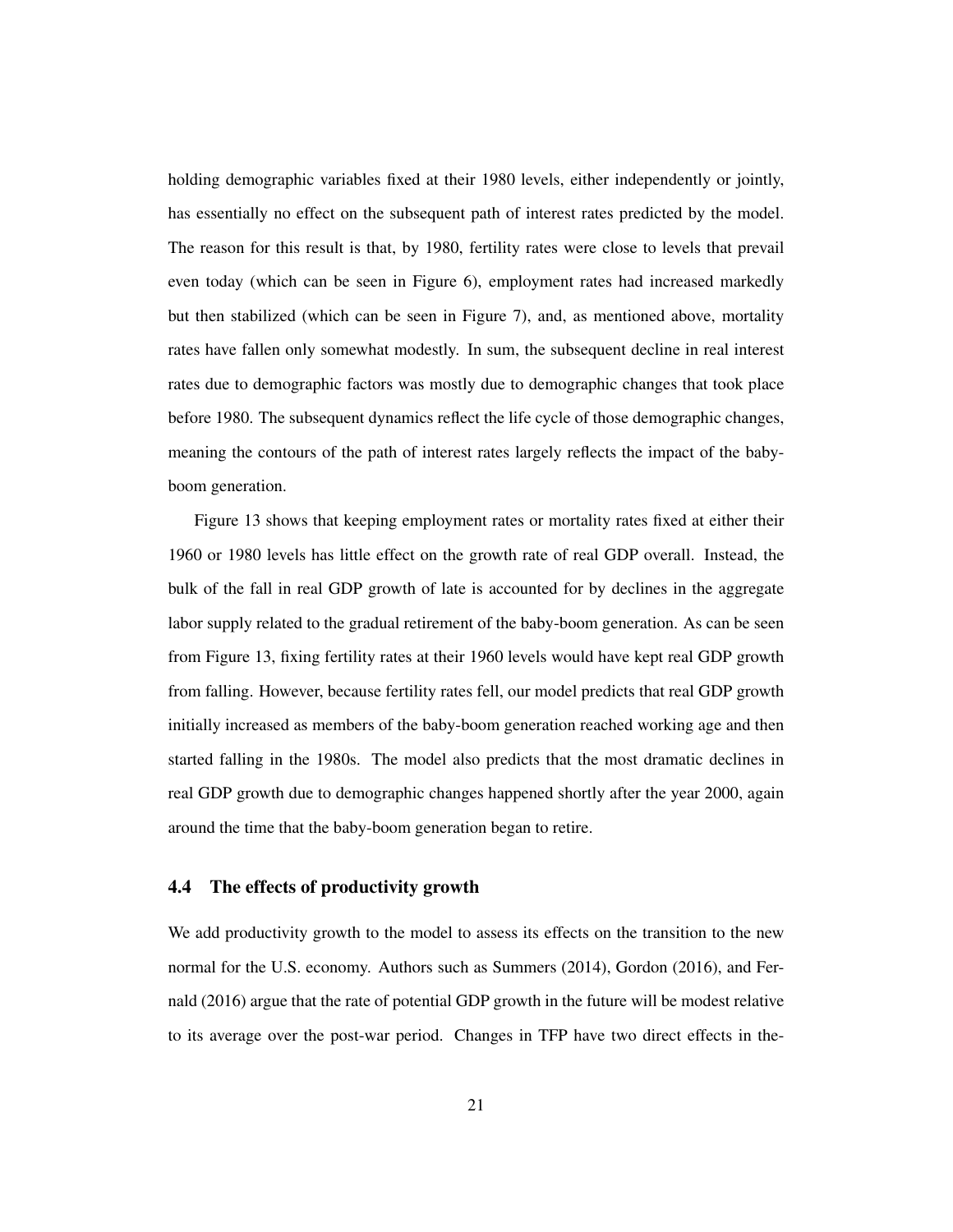holding demographic variables fixed at their 1980 levels, either independently or jointly, has essentially no effect on the subsequent path of interest rates predicted by the model. The reason for this result is that, by 1980, fertility rates were close to levels that prevail even today (which can be seen in Figure 6), employment rates had increased markedly but then stabilized (which can be seen in Figure 7), and, as mentioned above, mortality rates have fallen only somewhat modestly. In sum, the subsequent decline in real interest rates due to demographic factors was mostly due to demographic changes that took place before 1980. The subsequent dynamics reflect the life cycle of those demographic changes, meaning the contours of the path of interest rates largely reflects the impact of the baby-boom generation.

Figure 13 shows that keeping employment rates or mortality rates fixed at either their 1960 or 1980 levels has little effect on the growth rate of real GDP overall. Instead, the bulk of the fall in real GDP growth of late is accounted for by declines in the aggregate labor supply related to the gradual retirement of the baby-boom generation. As can be seen from Figure 13, fixing fertility rates at their 1960 levels would have kept real GDP growth from falling. However, because fertility rates fell, our model predicts that real GDP growth initially increased as members of the baby-boom generation reached working age and then started falling in the 1980s. The model also predicts that the most dramatic declines in real GDP growth due to demographic changes happened shortly after the year 2000, again around the time that the baby-boom generation began to retire.

### 4.4 The effects of productivity growth

We add productivity growth to the model to assess its effects on the transition to the new normal for the U.S. economy. Authors such as Summers (2014), Gordon (2016), and Fernald (2016) argue that the rate of potential GDP growth in the future will be modest relative to its average over the post-war period. Changes in TFP have two direct effects in the-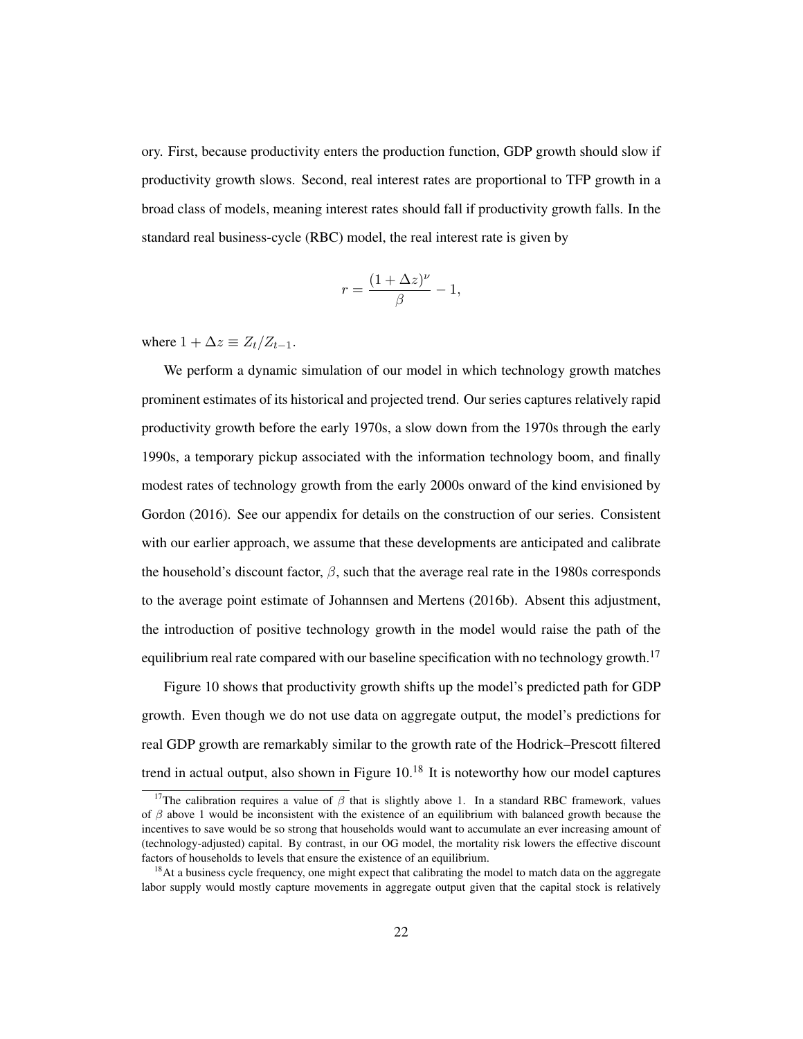ory. First, because productivity enters the production function, GDP growth should slow if productivity growth slows. Second, real interest rates are proportional to TFP growth in a broad class of models, meaning interest rates should fall if productivity growth falls. In the standard real business-cycle (RBC) model, the real interest rate is given by

$$r = \frac{(1 + \Delta z)^{\nu}}{\beta} - 1,$$

where $1 + \Delta z \equiv Z_t / Z_{t-1}$.

We perform a dynamic simulation of our model in which technology growth matches prominent estimates of its historical and projected trend. Our series captures relatively rapid productivity growth before the early 1970s, a slow down from the 1970s through the early 1990s, a temporary pickup associated with the information technology boom, and finally modest rates of technology growth from the early 2000s onward of the kind envisioned by Gordon (2016). See our appendix for details on the construction of our series. Consistent with our earlier approach, we assume that these developments are anticipated and calibrate the household's discount factor, $\beta$, such that the average real rate in the 1980s corresponds to the average point estimate of Johannsen and Mertens (2016b). Absent this adjustment, the introduction of positive technology growth in the model would raise the path of the equilibrium real rate compared with our baseline specification with no technology growth.[17]

Figure 10 shows that productivity growth shifts up the model's predicted path for GDP growth. Even though we do not use data on aggregate output, the model's predictions for real GDP growth are remarkably similar to the growth rate of the Hodrick–Prescott filtered trend in actual output, also shown in Figure 10.[18] It is noteworthy how our model captures

[17] The calibration requires a value of $\beta$ that is slightly above 1. In a standard RBC framework, values of $\beta$ above 1 would be inconsistent with the existence of an equilibrium with balanced growth because the incentives to save would be so strong that households would want to accumulate an ever increasing amount of (technology-adjusted) capital. By contrast, in our OG model, the mortality risk lowers the effective discount factors of households to levels that ensure the existence of an equilibrium.

[18] At a business cycle frequency, one might expect that calibrating the model to match data on the aggregate labor supply would mostly capture movements in aggregate output given that the capital stock is relatively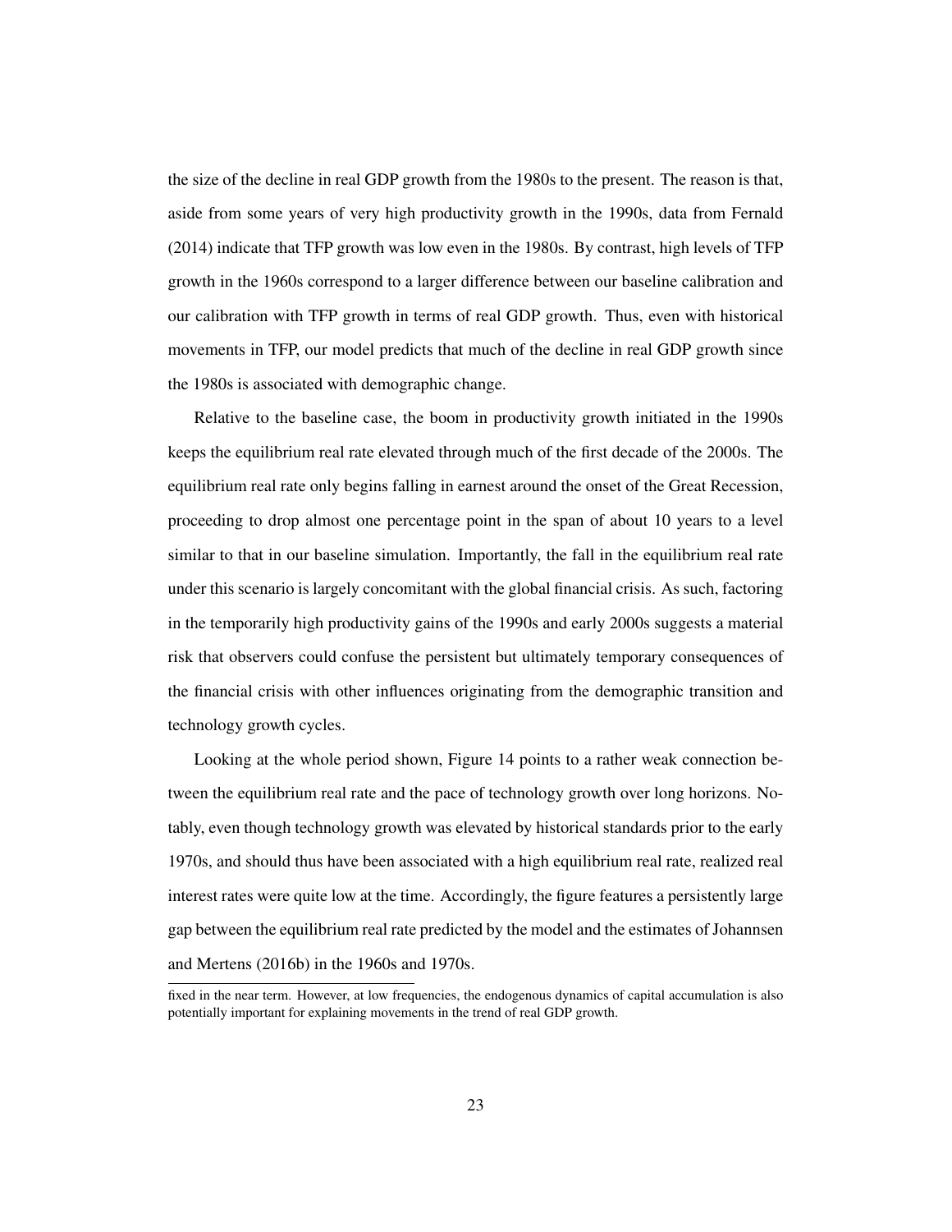the size of the decline in real GDP growth from the 1980s to the present. The reason is that, aside from some years of very high productivity growth in the 1990s, data from Fernald (2014) indicate that TFP growth was low even in the 1980s. By contrast, high levels of TFP growth in the 1960s correspond to a larger difference between our baseline calibration and our calibration with TFP growth in terms of real GDP growth. Thus, even with historical movements in TFP, our model predicts that much of the decline in real GDP growth since the 1980s is associated with demographic change.

Relative to the baseline case, the boom in productivity growth initiated in the 1990s keeps the equilibrium real rate elevated through much of the first decade of the 2000s. The equilibrium real rate only begins falling in earnest around the onset of the Great Recession, proceeding to drop almost one percentage point in the span of about 10 years to a level similar to that in our baseline simulation. Importantly, the fall in the equilibrium real rate under this scenario is largely concomitant with the global financial crisis. As such, factoring in the temporarily high productivity gains of the 1990s and early 2000s suggests a material risk that observers could confuse the persistent but ultimately temporary consequences of the financial crisis with other influences originating from the demographic transition and technology growth cycles.

Looking at the whole period shown, Figure 14 points to a rather weak connection between the equilibrium real rate and the pace of technology growth over long horizons. Notably, even though technology growth was elevated by historical standards prior to the early 1970s, and should thus have been associated with a high equilibrium real rate, realized real interest rates were quite low at the time. Accordingly, the figure features a persistently large gap between the equilibrium real rate predicted by the model and the estimates of Johannsen and Mertens (2016b) in the 1960s and 1970s.

fixed in the near term. However, at low frequencies, the endogenous dynamics of capital accumulation is also potentially important for explaining movements in the trend of real GDP growth.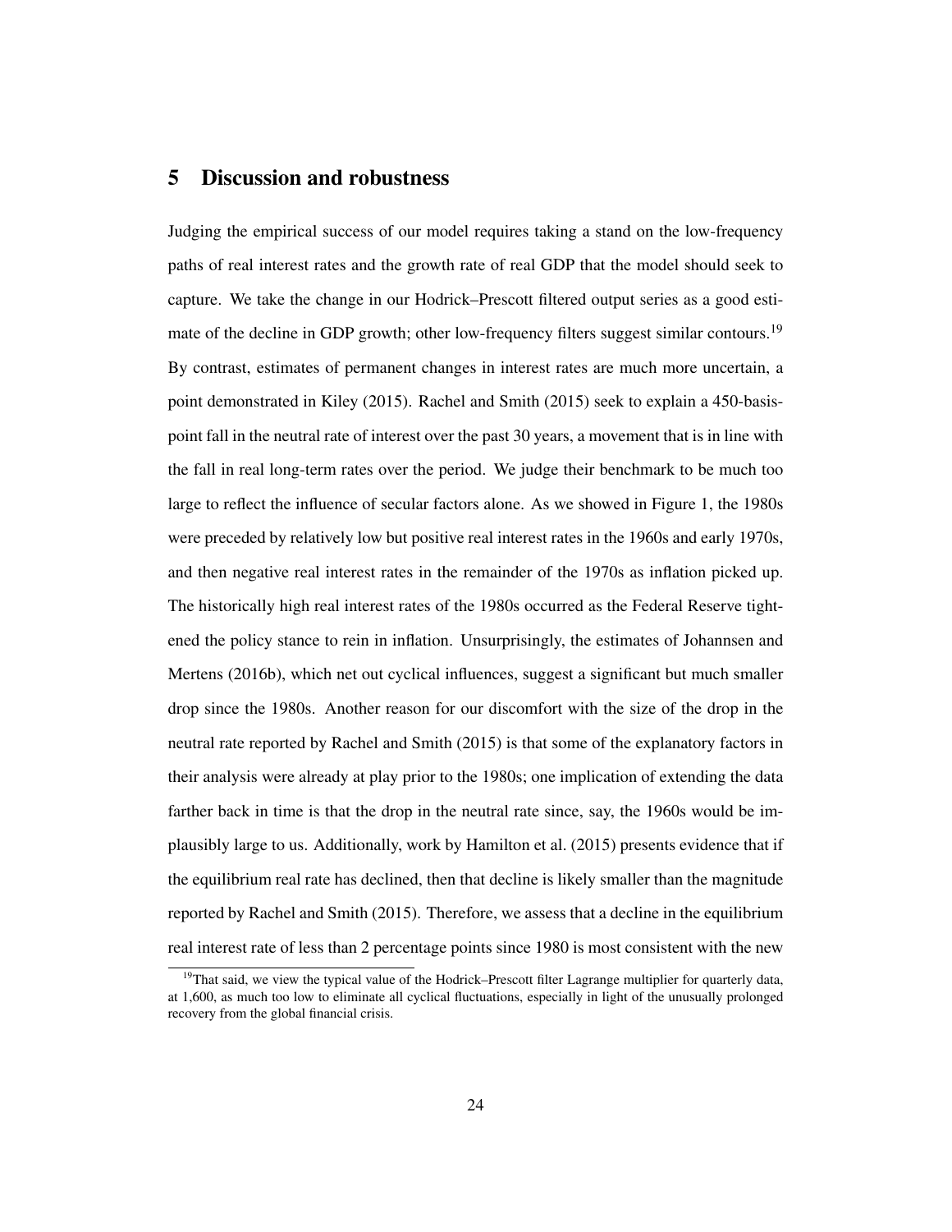## 5 Discussion and robustness

Judging the empirical success of our model requires taking a stand on the low-frequency paths of real interest rates and the growth rate of real GDP that the model should seek to capture. We take the change in our Hodrick–Prescott filtered output series as a good estimate of the decline in GDP growth; other low-frequency filters suggest similar contours.[19] By contrast, estimates of permanent changes in interest rates are much more uncertain, a point demonstrated in Kiley (2015). Rachel and Smith (2015) seek to explain a 450-basis-point fall in the neutral rate of interest over the past 30 years, a movement that is in line with the fall in real long-term rates over the period. We judge their benchmark to be much too large to reflect the influence of secular factors alone. As we showed in Figure 1, the 1980s were preceded by relatively low but positive real interest rates in the 1960s and early 1970s, and then negative real interest rates in the remainder of the 1970s as inflation picked up. The historically high real interest rates of the 1980s occurred as the Federal Reserve tightened the policy stance to rein in inflation. Unsurprisingly, the estimates of Johannsen and Mertens (2016b), which net out cyclical influences, suggest a significant but much smaller drop since the 1980s. Another reason for our discomfort with the size of the drop in the neutral rate reported by Rachel and Smith (2015) is that some of the explanatory factors in their analysis were already at play prior to the 1980s; one implication of extending the data farther back in time is that the drop in the neutral rate since, say, the 1960s would be implausibly large to us. Additionally, work by Hamilton et al. (2015) presents evidence that if the equilibrium real rate has declined, then that decline is likely smaller than the magnitude reported by Rachel and Smith (2015). Therefore, we assess that a decline in the equilibrium real interest rate of less than 2 percentage points since 1980 is most consistent with the new

[19] That said, we view the typical value of the Hodrick–Prescott filter Lagrange multiplier for quarterly data, at 1,600, as much too low to eliminate all cyclical fluctuations, especially in light of the unusually prolonged recovery from the global financial crisis.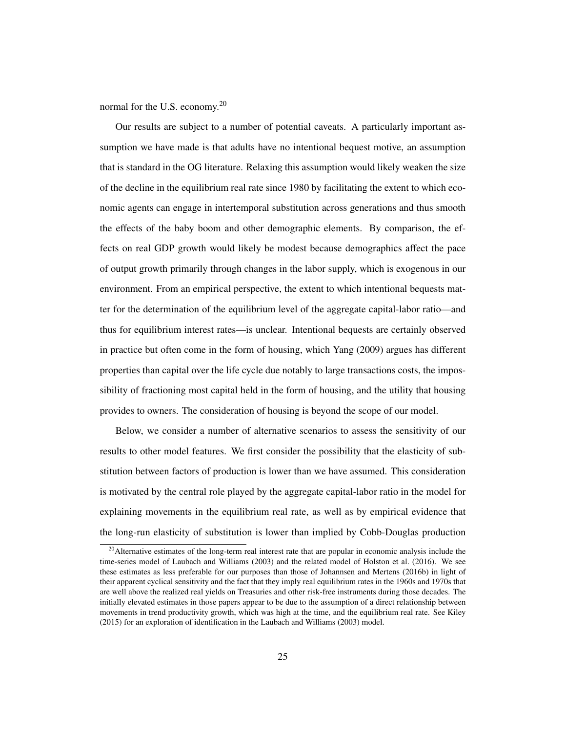normal for the U.S. economy.[20]

Our results are subject to a number of potential caveats. A particularly important assumption we have made is that adults have no intentional bequest motive, an assumption that is standard in the OG literature. Relaxing this assumption would likely weaken the size of the decline in the equilibrium real rate since 1980 by facilitating the extent to which economic agents can engage in intertemporal substitution across generations and thus smooth the effects of the baby boom and other demographic elements. By comparison, the effects on real GDP growth would likely be modest because demographics affect the pace of output growth primarily through changes in the labor supply, which is exogenous in our environment. From an empirical perspective, the extent to which intentional bequests matter for the determination of the equilibrium level of the aggregate capital-labor ratio—and thus for equilibrium interest rates—is unclear. Intentional bequests are certainly observed in practice but often come in the form of housing, which Yang (2009) argues has different properties than capital over the life cycle due notably to large transactions costs, the impossibility of fractioning most capital held in the form of housing, and the utility that housing provides to owners. The consideration of housing is beyond the scope of our model.

Below, we consider a number of alternative scenarios to assess the sensitivity of our results to other model features. We first consider the possibility that the elasticity of substitution between factors of production is lower than we have assumed. This consideration is motivated by the central role played by the aggregate capital-labor ratio in the model for explaining movements in the equilibrium real rate, as well as by empirical evidence that the long-run elasticity of substitution is lower than implied by Cobb-Douglas production

[20] Alternative estimates of the long-term real interest rate that are popular in economic analysis include the time-series model of Laubach and Williams (2003) and the related model of Holston et al. (2016). We see these estimates as less preferable for our purposes than those of Johannsen and Mertens (2016b) in light of their apparent cyclical sensitivity and the fact that they imply real equilibrium rates in the 1960s and 1970s that are well above the realized real yields on Treasuries and other risk-free instruments during those decades. The initially elevated estimates in those papers appear to be due to the assumption of a direct relationship between movements in trend productivity growth, which was high at the time, and the equilibrium real rate. See Kiley (2015) for an exploration of identification in the Laubach and Williams (2003) model.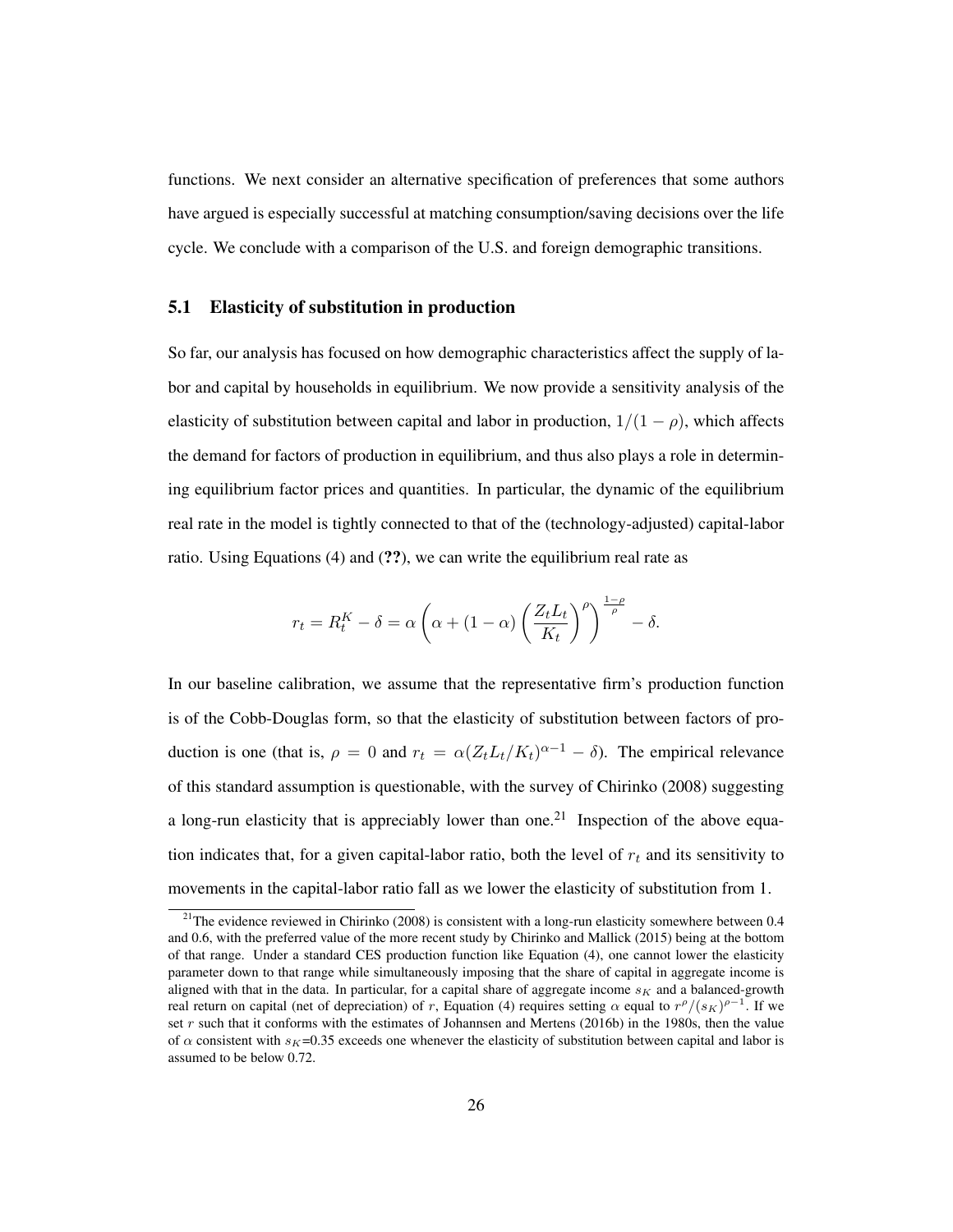functions. We next consider an alternative specification of preferences that some authors have argued is especially successful at matching consumption/saving decisions over the life cycle. We conclude with a comparison of the U.S. and foreign demographic transitions.

### 5.1 Elasticity of substitution in production

So far, our analysis has focused on how demographic characteristics affect the supply of labor and capital by households in equilibrium. We now provide a sensitivity analysis of the elasticity of substitution between capital and labor in production, $1/(1-\rho)$, which affects the demand for factors of production in equilibrium, and thus also plays a role in determining equilibrium factor prices and quantities. In particular, the dynamic of the equilibrium real rate in the model is tightly connected to that of the (technology-adjusted) capital-labor ratio. Using Equations (4) and (**??**), we can write the equilibrium real rate as

$$r_t = R_t^K - \delta = \alpha \left( \alpha + (1-\alpha) \left( \frac{Z_t L_t}{K_t} \right)^{\rho} \right)^{\frac{1-\rho}{\rho}} - \delta.$$

In our baseline calibration, we assume that the representative firm's production function is of the Cobb-Douglas form, so that the elasticity of substitution between factors of production is one (that is, $\rho = 0$ and $r_t = \alpha(Z_t L_t / K_t)^{\alpha-1} - \delta$). The empirical relevance of this standard assumption is questionable, with the survey of Chirinko (2008) suggesting a long-run elasticity that is appreciably lower than one.[21] Inspection of the above equation indicates that, for a given capital-labor ratio, both the level of $r_t$ and its sensitivity to movements in the capital-labor ratio fall as we lower the elasticity of substitution from 1.

[21] The evidence reviewed in Chirinko (2008) is consistent with a long-run elasticity somewhere between 0.4 and 0.6, with the preferred value of the more recent study by Chirinko and Mallick (2015) being at the bottom of that range. Under a standard CES production function like Equation (4), one cannot lower the elasticity parameter down to that range while simultaneously imposing that the share of capital in aggregate income is aligned with that in the data. In particular, for a capital share of aggregate income $s_K$ and a balanced-growth real return on capital (net of depreciation) of $r$, Equation (4) requires setting $\alpha$ equal to $r^{\rho}/(s_K)^{\rho-1}$. If we set $r$ such that it conforms with the estimates of Johannsen and Mertens (2016b) in the 1980s, then the value of $\alpha$ consistent with $s_K$=0.35 exceeds one whenever the elasticity of substitution between capital and labor is assumed to be below 0.72.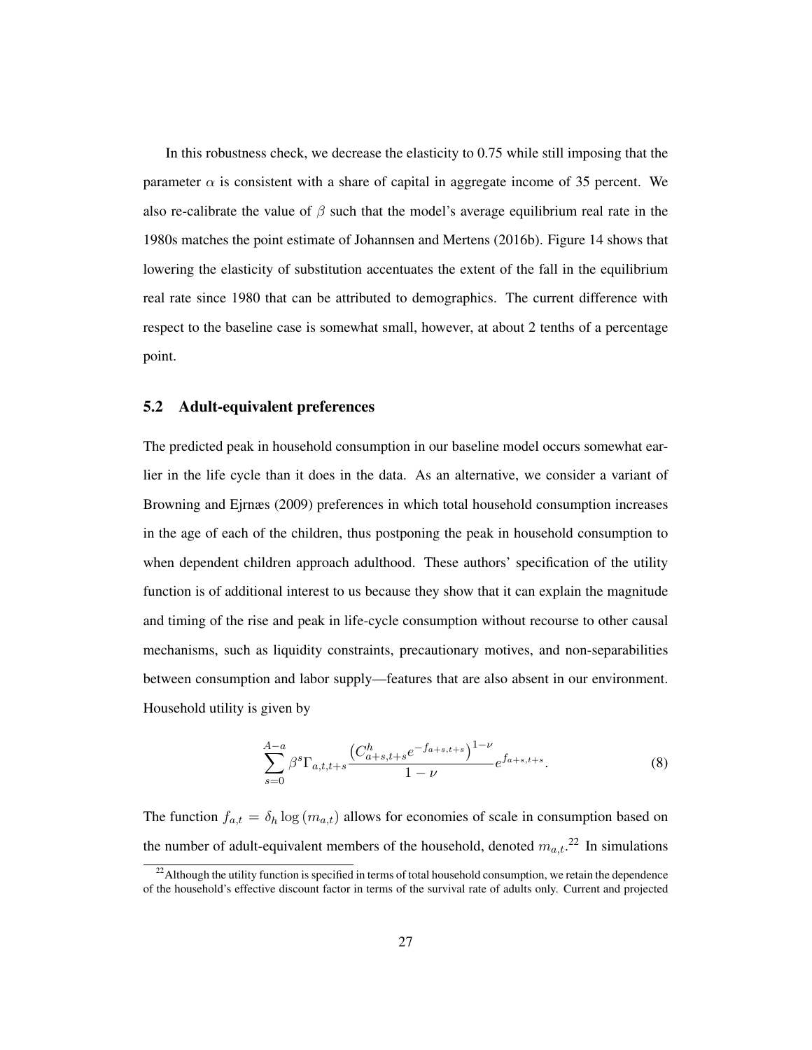In this robustness check, we decrease the elasticity to 0.75 while still imposing that the parameter $\alpha$ is consistent with a share of capital in aggregate income of 35 percent. We also re-calibrate the value of $\beta$ such that the model's average equilibrium real rate in the 1980s matches the point estimate of Johannsen and Mertens (2016b). Figure 14 shows that lowering the elasticity of substitution accentuates the extent of the fall in the equilibrium real rate since 1980 that can be attributed to demographics. The current difference with respect to the baseline case is somewhat small, however, at about 2 tenths of a percentage point.

### 5.2 Adult-equivalent preferences

The predicted peak in household consumption in our baseline model occurs somewhat earlier in the life cycle than it does in the data. As an alternative, we consider a variant of Browning and Ejrnæs (2009) preferences in which total household consumption increases in the age of each of the children, thus postponing the peak in household consumption to when dependent children approach adulthood. These authors' specification of the utility function is of additional interest to us because they show that it can explain the magnitude and timing of the rise and peak in life-cycle consumption without recourse to other causal mechanisms, such as liquidity constraints, precautionary motives, and non-separabilities between consumption and labor supply—features that are also absent in our environment. Household utility is given by

$$\sum_{s=0}^{A-a} \beta^s \Gamma_{a,t,t+s} \frac{\left(C^h_{a+s,t+s} e^{-f_{a+s,t+s}}\right)^{1-\nu}}{1-\nu} e^{f_{a+s,t+s}}. \tag{8}$$

The function $f_{a,t} = \delta_h \log\left(m_{a,t}\right)$ allows for economies of scale in consumption based on the number of adult-equivalent members of the household, denoted $m_{a,t}$.[22] In simulations

[22] Although the utility function is specified in terms of total household consumption, we retain the dependence of the household's effective discount factor in terms of the survival rate of adults only. Current and projected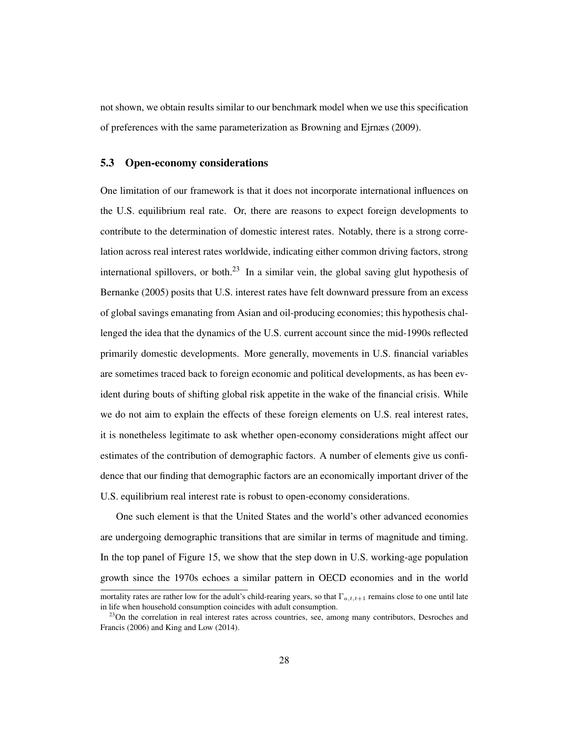not shown, we obtain results similar to our benchmark model when we use this specification of preferences with the same parameterization as Browning and Ejrnæs (2009).

### 5.3 Open-economy considerations

One limitation of our framework is that it does not incorporate international influences on the U.S. equilibrium real rate. Or, there are reasons to expect foreign developments to contribute to the determination of domestic interest rates. Notably, there is a strong correlation across real interest rates worldwide, indicating either common driving factors, strong international spillovers, or both.[23] In a similar vein, the global saving glut hypothesis of Bernanke (2005) posits that U.S. interest rates have felt downward pressure from an excess of global savings emanating from Asian and oil-producing economies; this hypothesis challenged the idea that the dynamics of the U.S. current account since the mid-1990s reflected primarily domestic developments. More generally, movements in U.S. financial variables are sometimes traced back to foreign economic and political developments, as has been evident during bouts of shifting global risk appetite in the wake of the financial crisis. While we do not aim to explain the effects of these foreign elements on U.S. real interest rates, it is nonetheless legitimate to ask whether open-economy considerations might affect our estimates of the contribution of demographic factors. A number of elements give us confidence that our finding that demographic factors are an economically important driver of the U.S. equilibrium real interest rate is robust to open-economy considerations.

One such element is that the United States and the world's other advanced economies are undergoing demographic transitions that are similar in terms of magnitude and timing. In the top panel of Figure 15, we show that the step down in U.S. working-age population growth since the 1970s echoes a similar pattern in OECD economies and in the world

mortality rates are rather low for the adult's child-rearing years, so that $\Gamma_{a,t,t+1}$ remains close to one until late in life when household consumption coincides with adult consumption.

[23] On the correlation in real interest rates across countries, see, among many contributors, Desroches and Francis (2006) and King and Low (2014).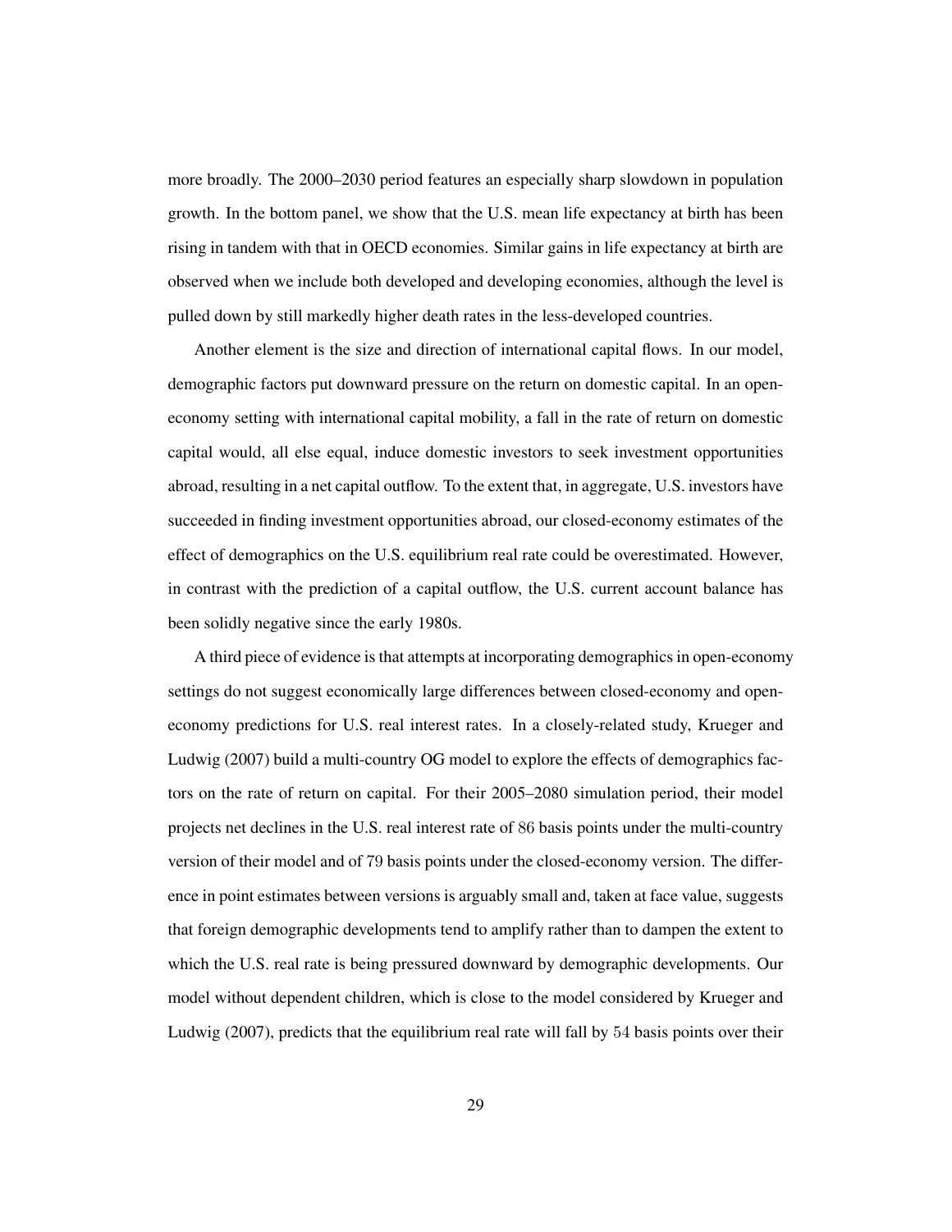more broadly. The 2000–2030 period features an especially sharp slowdown in population growth. In the bottom panel, we show that the U.S. mean life expectancy at birth has been rising in tandem with that in OECD economies. Similar gains in life expectancy at birth are observed when we include both developed and developing economies, although the level is pulled down by still markedly higher death rates in the less-developed countries.

Another element is the size and direction of international capital flows. In our model, demographic factors put downward pressure on the return on domestic capital. In an open-economy setting with international capital mobility, a fall in the rate of return on domestic capital would, all else equal, induce domestic investors to seek investment opportunities abroad, resulting in a net capital outflow. To the extent that, in aggregate, U.S. investors have succeeded in finding investment opportunities abroad, our closed-economy estimates of the effect of demographics on the U.S. equilibrium real rate could be overestimated. However, in contrast with the prediction of a capital outflow, the U.S. current account balance has been solidly negative since the early 1980s.

A third piece of evidence is that attempts at incorporating demographics in open-economy settings do not suggest economically large differences between closed-economy and open-economy predictions for U.S. real interest rates. In a closely-related study, Krueger and Ludwig (2007) build a multi-country OG model to explore the effects of demographics factors on the rate of return on capital. For their 2005–2080 simulation period, their model projects net declines in the U.S. real interest rate of 86 basis points under the multi-country version of their model and of 79 basis points under the closed-economy version. The difference in point estimates between versions is arguably small and, taken at face value, suggests that foreign demographic developments tend to amplify rather than to dampen the extent to which the U.S. real rate is being pressured downward by demographic developments. Our model without dependent children, which is close to the model considered by Krueger and Ludwig (2007), predicts that the equilibrium real rate will fall by 54 basis points over their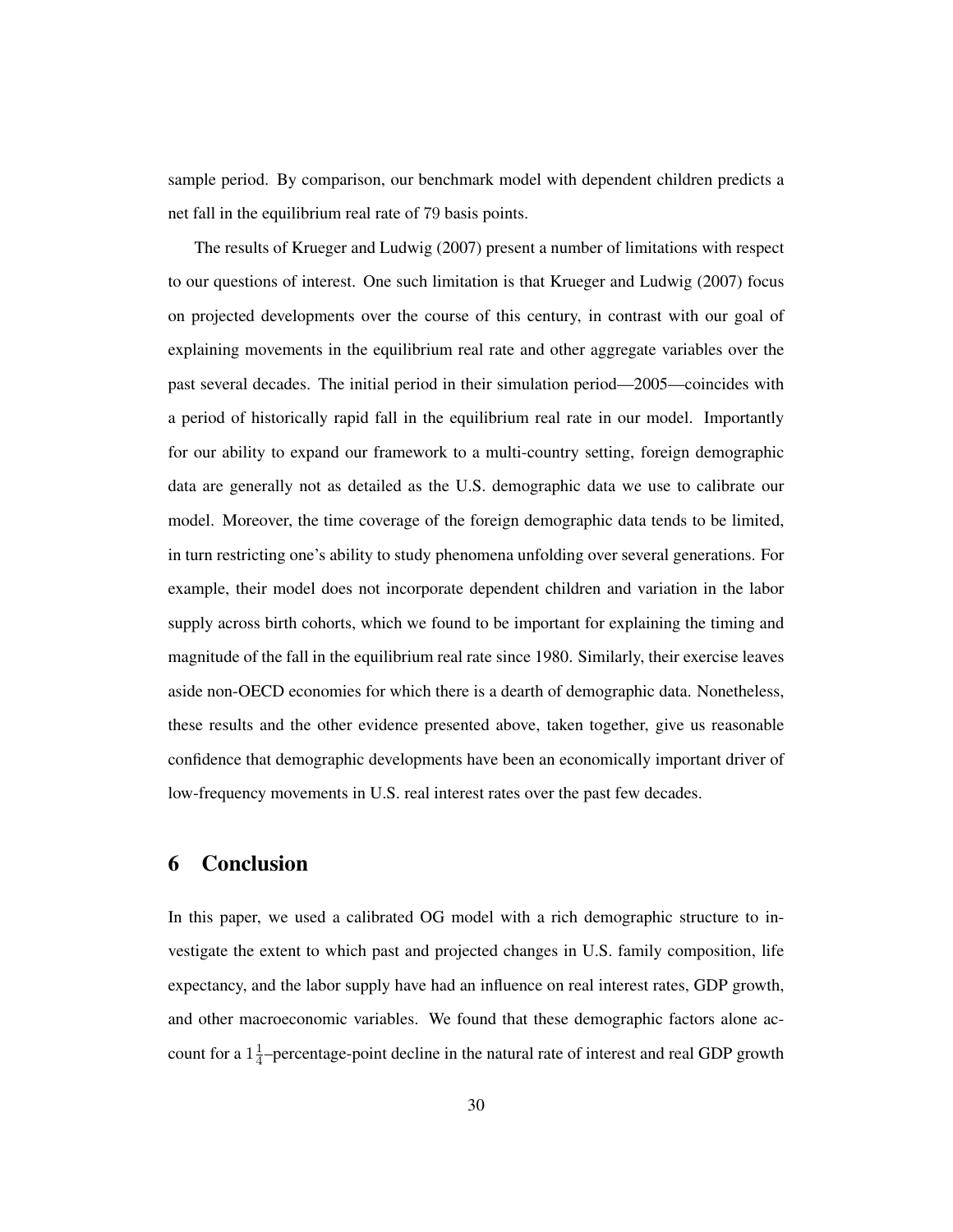sample period. By comparison, our benchmark model with dependent children predicts a net fall in the equilibrium real rate of 79 basis points.

The results of Krueger and Ludwig (2007) present a number of limitations with respect to our questions of interest. One such limitation is that Krueger and Ludwig (2007) focus on projected developments over the course of this century, in contrast with our goal of explaining movements in the equilibrium real rate and other aggregate variables over the past several decades. The initial period in their simulation period—2005—coincides with a period of historically rapid fall in the equilibrium real rate in our model. Importantly for our ability to expand our framework to a multi-country setting, foreign demographic data are generally not as detailed as the U.S. demographic data we use to calibrate our model. Moreover, the time coverage of the foreign demographic data tends to be limited, in turn restricting one's ability to study phenomena unfolding over several generations. For example, their model does not incorporate dependent children and variation in the labor supply across birth cohorts, which we found to be important for explaining the timing and magnitude of the fall in the equilibrium real rate since 1980. Similarly, their exercise leaves aside non-OECD economies for which there is a dearth of demographic data. Nonetheless, these results and the other evidence presented above, taken together, give us reasonable confidence that demographic developments have been an economically important driver of low-frequency movements in U.S. real interest rates over the past few decades.

## 6 Conclusion

In this paper, we used a calibrated OG model with a rich demographic structure to investigate the extent to which past and projected changes in U.S. family composition, life expectancy, and the labor supply have had an influence on real interest rates, GDP growth, and other macroeconomic variables. We found that these demographic factors alone account for a $1\frac{1}{4}$–percentage-point decline in the natural rate of interest and real GDP growth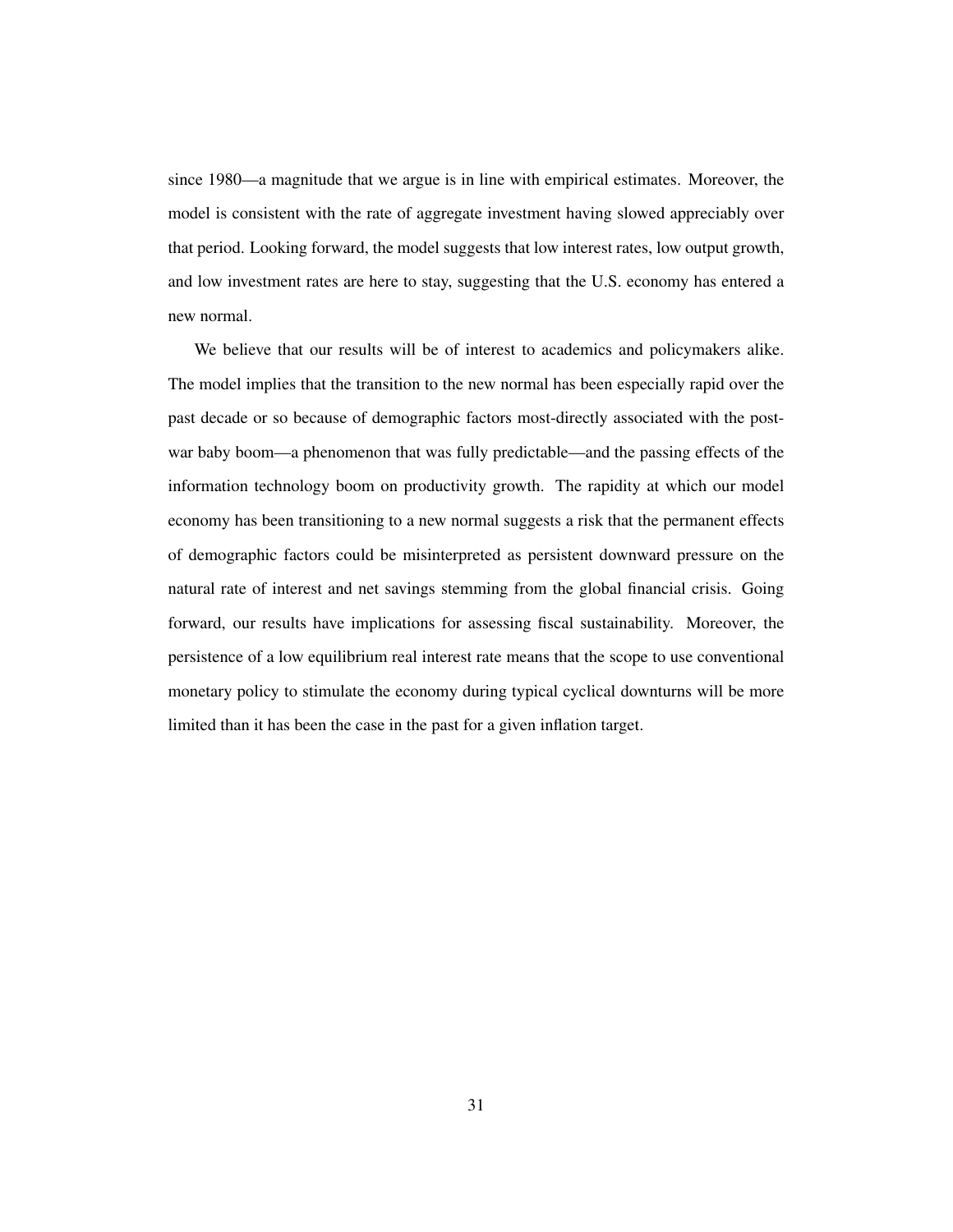since 1980—a magnitude that we argue is in line with empirical estimates. Moreover, the model is consistent with the rate of aggregate investment having slowed appreciably over that period. Looking forward, the model suggests that low interest rates, low output growth, and low investment rates are here to stay, suggesting that the U.S. economy has entered a new normal.

We believe that our results will be of interest to academics and policymakers alike. The model implies that the transition to the new normal has been especially rapid over the past decade or so because of demographic factors most-directly associated with the post-war baby boom—a phenomenon that was fully predictable—and the passing effects of the information technology boom on productivity growth. The rapidity at which our model economy has been transitioning to a new normal suggests a risk that the permanent effects of demographic factors could be misinterpreted as persistent downward pressure on the natural rate of interest and net savings stemming from the global financial crisis. Going forward, our results have implications for assessing fiscal sustainability. Moreover, the persistence of a low equilibrium real interest rate means that the scope to use conventional monetary policy to stimulate the economy during typical cyclical downturns will be more limited than it has been the case in the past for a given inflation target.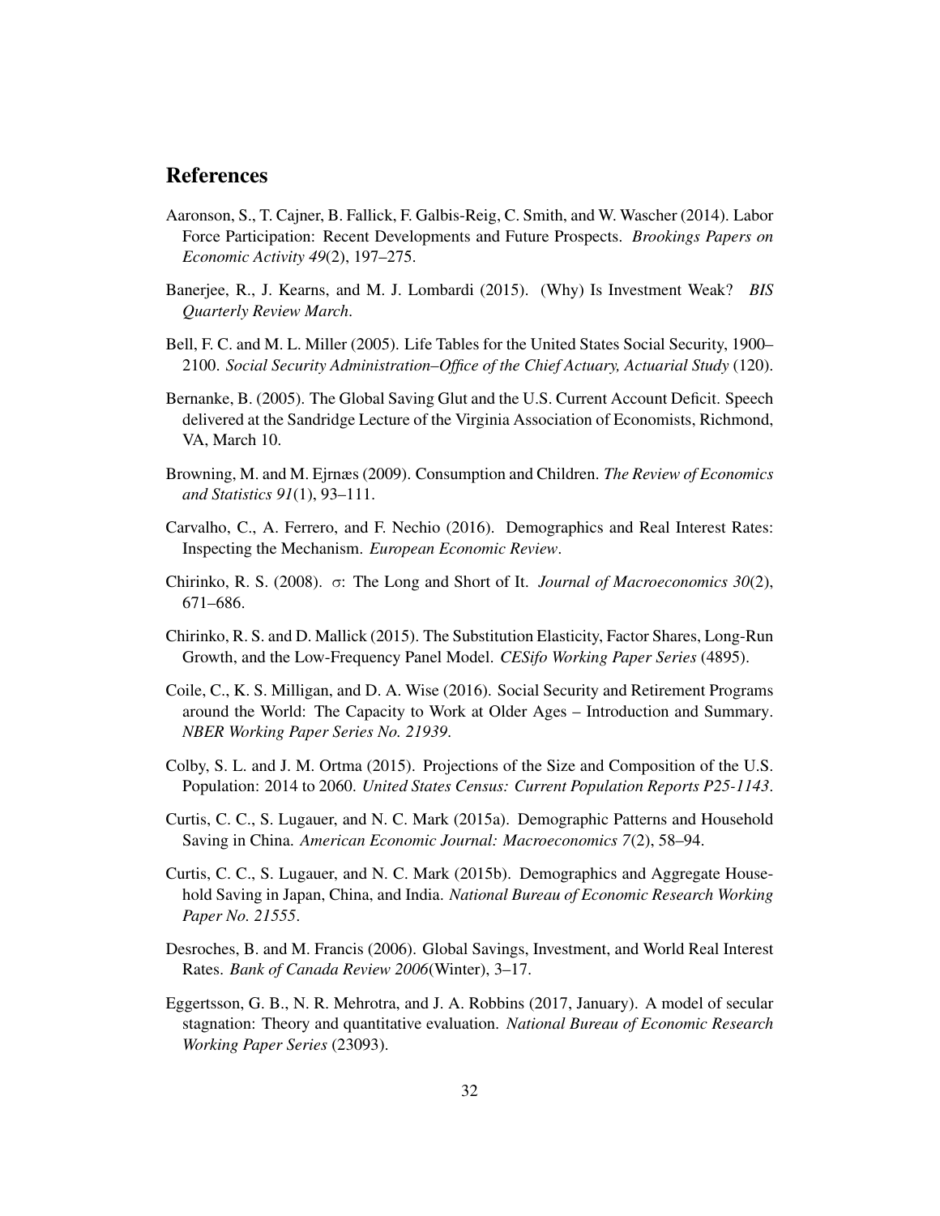## References

Aaronson, S., T. Cajner, B. Fallick, F. Galbis-Reig, C. Smith, and W. Wascher (2014). Labor Force Participation: Recent Developments and Future Prospects. *Brookings Papers on Economic Activity 49*(2), 197–275.

Banerjee, R., J. Kearns, and M. J. Lombardi (2015). (Why) Is Investment Weak? *BIS Quarterly Review March*.

Bell, F. C. and M. L. Miller (2005). Life Tables for the United States Social Security, 1900–2100. *Social Security Administration–Office of the Chief Actuary, Actuarial Study* (120).

Bernanke, B. (2005). The Global Saving Glut and the U.S. Current Account Deficit. Speech delivered at the Sandridge Lecture of the Virginia Association of Economists, Richmond, VA, March 10.

Browning, M. and M. Ejrnæs (2009). Consumption and Children. *The Review of Economics and Statistics 91*(1), 93–111.

Carvalho, C., A. Ferrero, and F. Nechio (2016). Demographics and Real Interest Rates: Inspecting the Mechanism. *European Economic Review*.

Chirinko, R. S. (2008). $\sigma$: The Long and Short of It. *Journal of Macroeconomics 30*(2), 671–686.

Chirinko, R. S. and D. Mallick (2015). The Substitution Elasticity, Factor Shares, Long-Run Growth, and the Low-Frequency Panel Model. *CESifo Working Paper Series* (4895).

Coile, C., K. S. Milligan, and D. A. Wise (2016). Social Security and Retirement Programs around the World: The Capacity to Work at Older Ages – Introduction and Summary. *NBER Working Paper Series No. 21939*.

Colby, S. L. and J. M. Ortma (2015). Projections of the Size and Composition of the U.S. Population: 2014 to 2060. *United States Census: Current Population Reports P25-1143*.

Curtis, C. C., S. Lugauer, and N. C. Mark (2015a). Demographic Patterns and Household Saving in China. *American Economic Journal: Macroeconomics 7*(2), 58–94.

Curtis, C. C., S. Lugauer, and N. C. Mark (2015b). Demographics and Aggregate Household Saving in Japan, China, and India. *National Bureau of Economic Research Working Paper No. 21555*.

Desroches, B. and M. Francis (2006). Global Savings, Investment, and World Real Interest Rates. *Bank of Canada Review 2006*(Winter), 3–17.

Eggertsson, G. B., N. R. Mehrotra, and J. A. Robbins (2017, January). A model of secular stagnation: Theory and quantitative evaluation. *National Bureau of Economic Research Working Paper Series* (23093).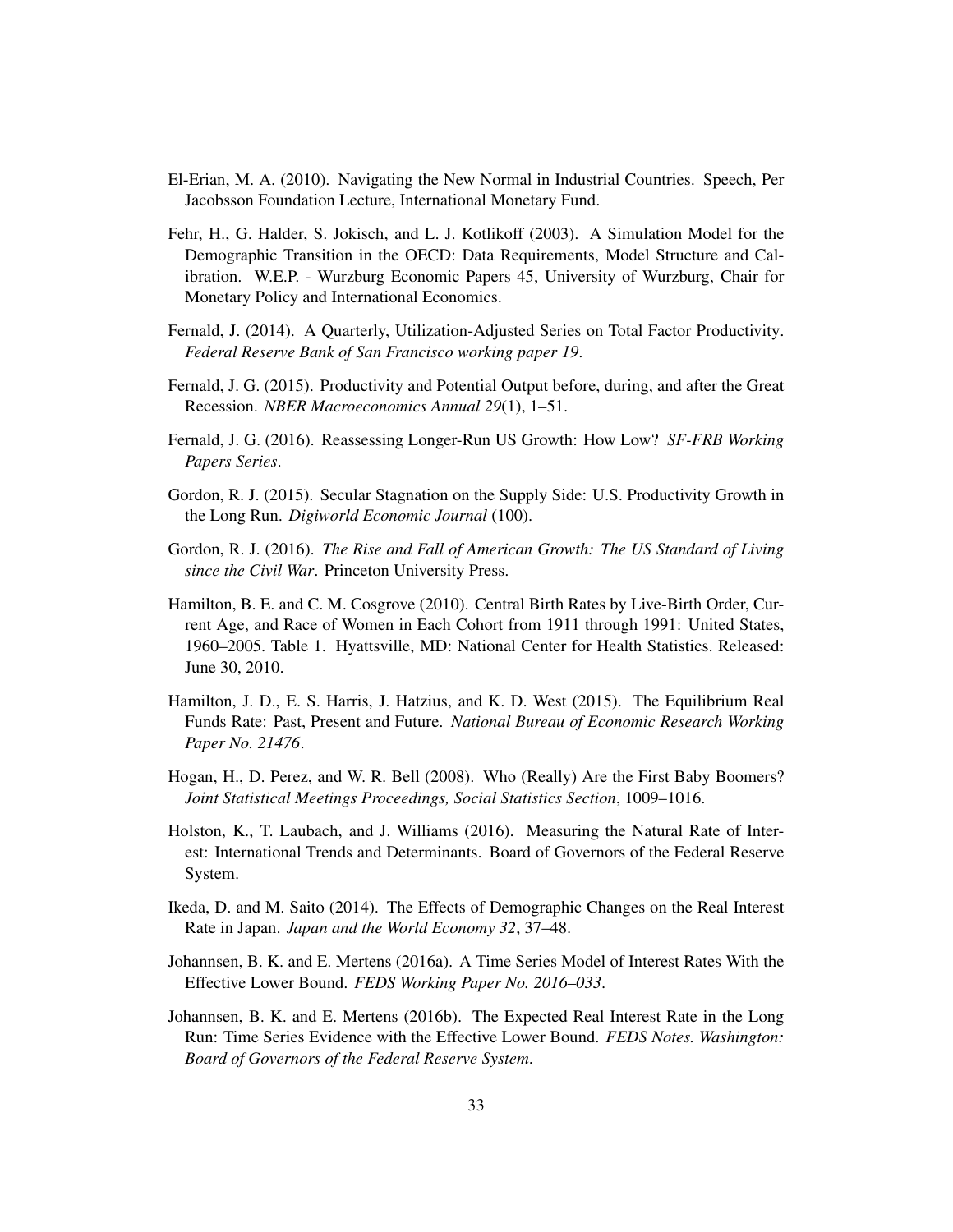El-Erian, M. A. (2010). Navigating the New Normal in Industrial Countries. Speech, Per Jacobsson Foundation Lecture, International Monetary Fund.

Fehr, H., G. Halder, S. Jokisch, and L. J. Kotlikoff (2003). A Simulation Model for the Demographic Transition in the OECD: Data Requirements, Model Structure and Calibration. W.E.P. - Wurzburg Economic Papers 45, University of Wurzburg, Chair for Monetary Policy and International Economics.

Fernald, J. (2014). A Quarterly, Utilization-Adjusted Series on Total Factor Productivity. *Federal Reserve Bank of San Francisco working paper 19*.

Fernald, J. G. (2015). Productivity and Potential Output before, during, and after the Great Recession. *NBER Macroeconomics Annual 29*(1), 1–51.

Fernald, J. G. (2016). Reassessing Longer-Run US Growth: How Low? *SF-FRB Working Papers Series*.

Gordon, R. J. (2015). Secular Stagnation on the Supply Side: U.S. Productivity Growth in the Long Run. *Digiworld Economic Journal* (100).

Gordon, R. J. (2016). *The Rise and Fall of American Growth: The US Standard of Living since the Civil War*. Princeton University Press.

Hamilton, B. E. and C. M. Cosgrove (2010). Central Birth Rates by Live-Birth Order, Current Age, and Race of Women in Each Cohort from 1911 through 1991: United States, 1960–2005. Table 1. Hyattsville, MD: National Center for Health Statistics. Released: June 30, 2010.

Hamilton, J. D., E. S. Harris, J. Hatzius, and K. D. West (2015). The Equilibrium Real Funds Rate: Past, Present and Future. *National Bureau of Economic Research Working Paper No. 21476*.

Hogan, H., D. Perez, and W. R. Bell (2008). Who (Really) Are the First Baby Boomers? *Joint Statistical Meetings Proceedings, Social Statistics Section*, 1009–1016.

Holston, K., T. Laubach, and J. Williams (2016). Measuring the Natural Rate of Interest: International Trends and Determinants. Board of Governors of the Federal Reserve System.

Ikeda, D. and M. Saito (2014). The Effects of Demographic Changes on the Real Interest Rate in Japan. *Japan and the World Economy 32*, 37–48.

Johannsen, B. K. and E. Mertens (2016a). A Time Series Model of Interest Rates With the Effective Lower Bound. *FEDS Working Paper No. 2016–033*.

Johannsen, B. K. and E. Mertens (2016b). The Expected Real Interest Rate in the Long Run: Time Series Evidence with the Effective Lower Bound. *FEDS Notes. Washington: Board of Governors of the Federal Reserve System*.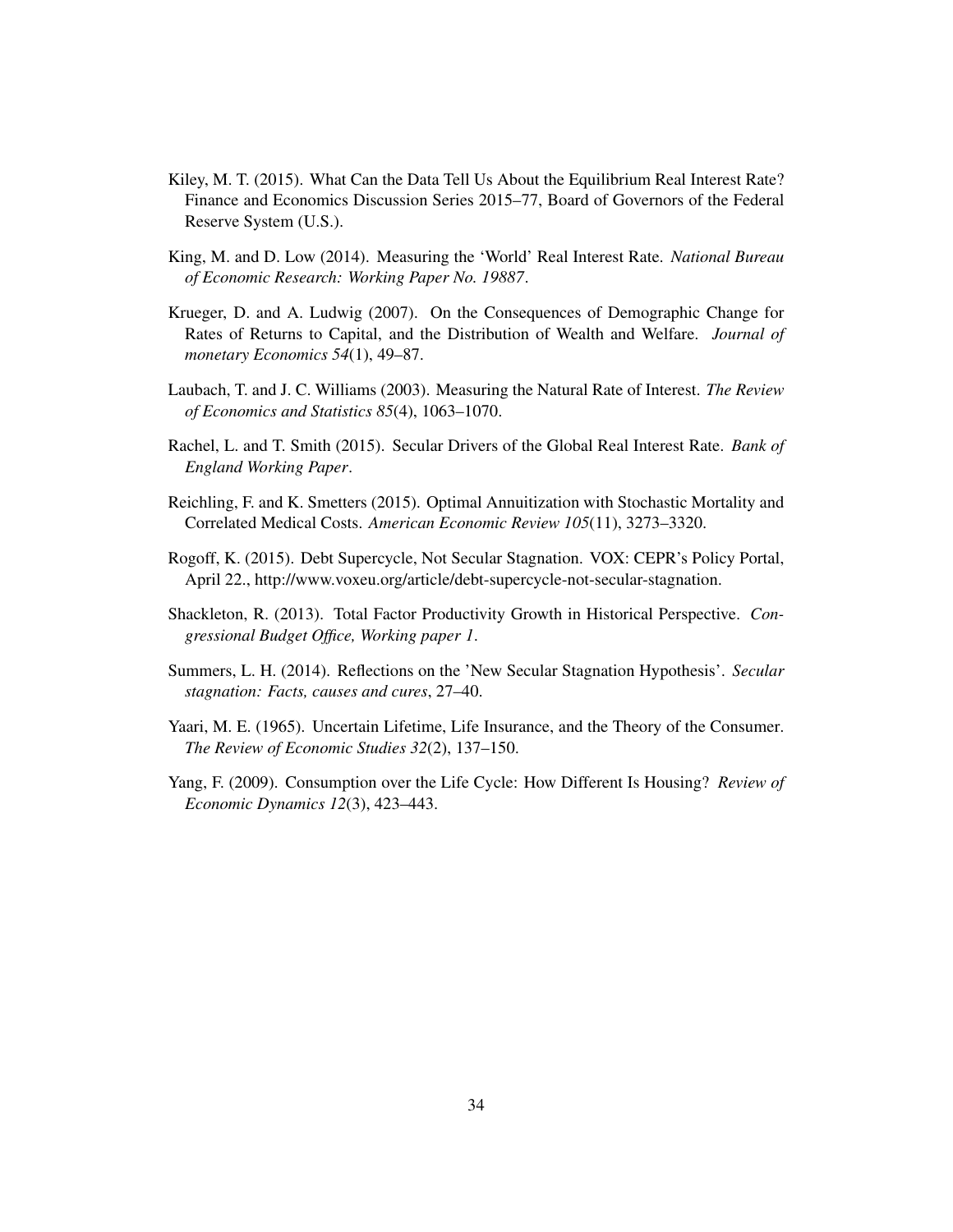Kiley, M. T. (2015). What Can the Data Tell Us About the Equilibrium Real Interest Rate? Finance and Economics Discussion Series 2015–77, Board of Governors of the Federal Reserve System (U.S.).

King, M. and D. Low (2014). Measuring the 'World' Real Interest Rate. *National Bureau of Economic Research: Working Paper No. 19887*.

Krueger, D. and A. Ludwig (2007). On the Consequences of Demographic Change for Rates of Returns to Capital, and the Distribution of Wealth and Welfare. *Journal of monetary Economics 54*(1), 49–87.

Laubach, T. and J. C. Williams (2003). Measuring the Natural Rate of Interest. *The Review of Economics and Statistics 85*(4), 1063–1070.

Rachel, L. and T. Smith (2015). Secular Drivers of the Global Real Interest Rate. *Bank of England Working Paper*.

Reichling, F. and K. Smetters (2015). Optimal Annuitization with Stochastic Mortality and Correlated Medical Costs. *American Economic Review 105*(11), 3273–3320.

Rogoff, K. (2015). Debt Supercycle, Not Secular Stagnation. VOX: CEPR's Policy Portal, April 22., http://www.voxeu.org/article/debt-supercycle-not-secular-stagnation.

Shackleton, R. (2013). Total Factor Productivity Growth in Historical Perspective. *Congressional Budget Office, Working paper 1*.

Summers, L. H. (2014). Reflections on the 'New Secular Stagnation Hypothesis'. *Secular stagnation: Facts, causes and cures*, 27–40.

Yaari, M. E. (1965). Uncertain Lifetime, Life Insurance, and the Theory of the Consumer. *The Review of Economic Studies 32*(2), 137–150.

Yang, F. (2009). Consumption over the Life Cycle: How Different Is Housing? *Review of Economic Dynamics 12*(3), 423–443.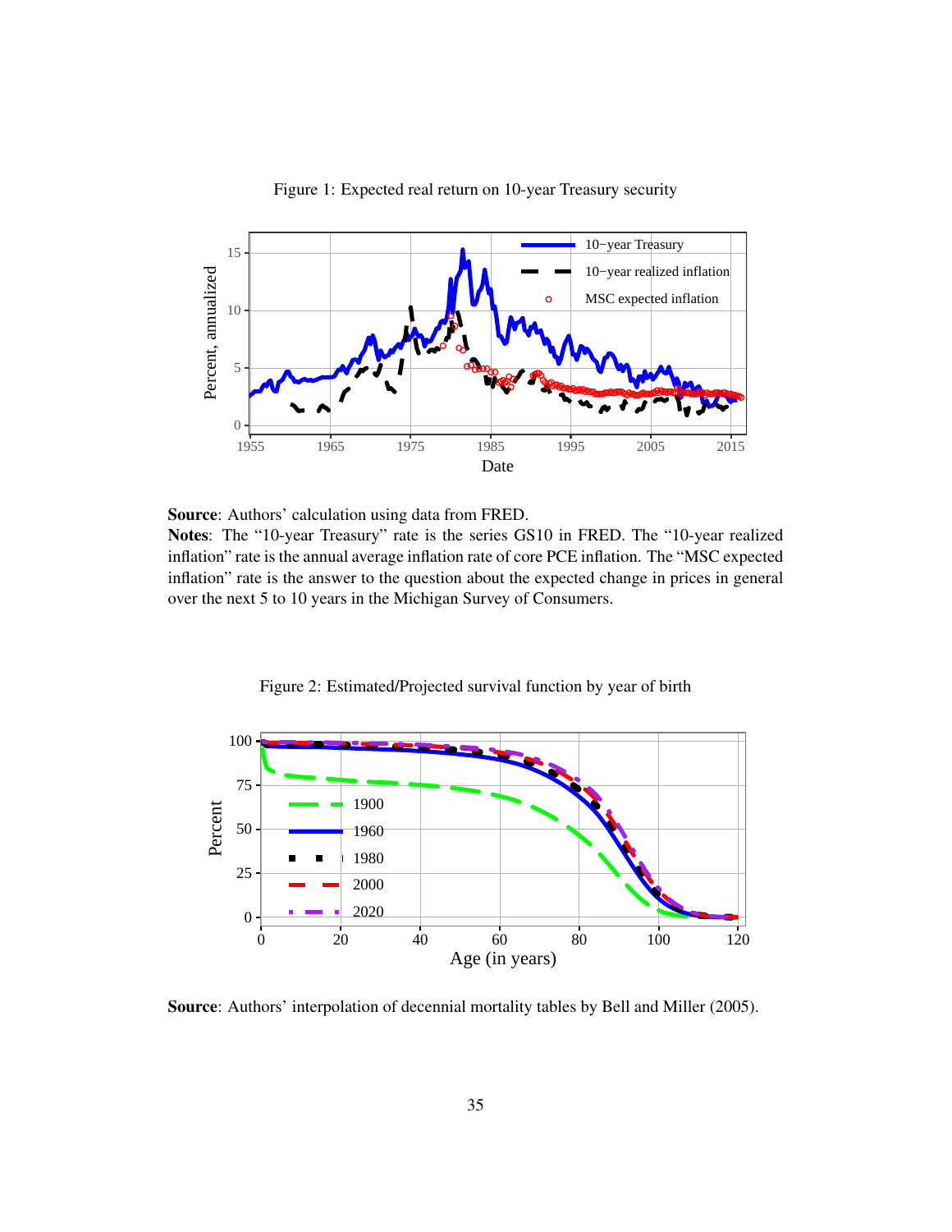Figure 1: Expected real return on 10-year Treasury security

**Source**: Authors' calculation using data from FRED.
**Notes**: The "10-year Treasury" rate is the series GS10 in FRED. The "10-year realized inflation" rate is the annual average inflation rate of core PCE inflation. The "MSC expected inflation" rate is the answer to the question about the expected change in prices in general over the next 5 to 10 years in the Michigan Survey of Consumers.

Figure 2: Estimated/Projected survival function by year of birth

**Source**: Authors' interpolation of decennial mortality tables by Bell and Miller (2005).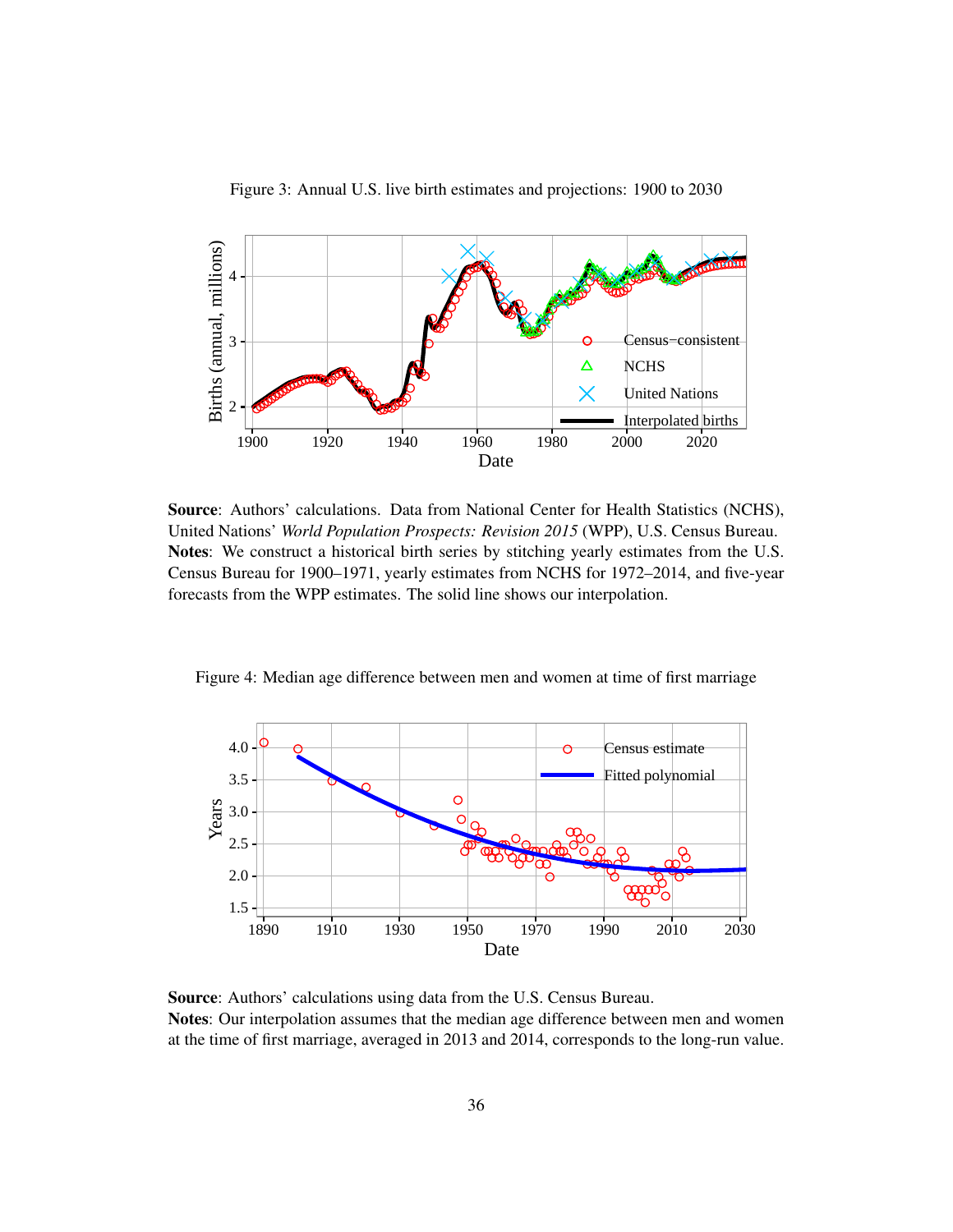Figure 3: Annual U.S. live birth estimates and projections: 1900 to 2030

**Source**: Authors' calculations. Data from National Center for Health Statistics (NCHS), United Nations' *World Population Prospects: Revision 2015* (WPP), U.S. Census Bureau.
**Notes**: We construct a historical birth series by stitching yearly estimates from the U.S. Census Bureau for 1900–1971, yearly estimates from NCHS for 1972–2014, and five-year forecasts from the WPP estimates. The solid line shows our interpolation.

Figure 4: Median age difference between men and women at time of first marriage

**Source**: Authors' calculations using data from the U.S. Census Bureau.
**Notes**: Our interpolation assumes that the median age difference between men and women at the time of first marriage, averaged in 2013 and 2014, corresponds to the long-run value.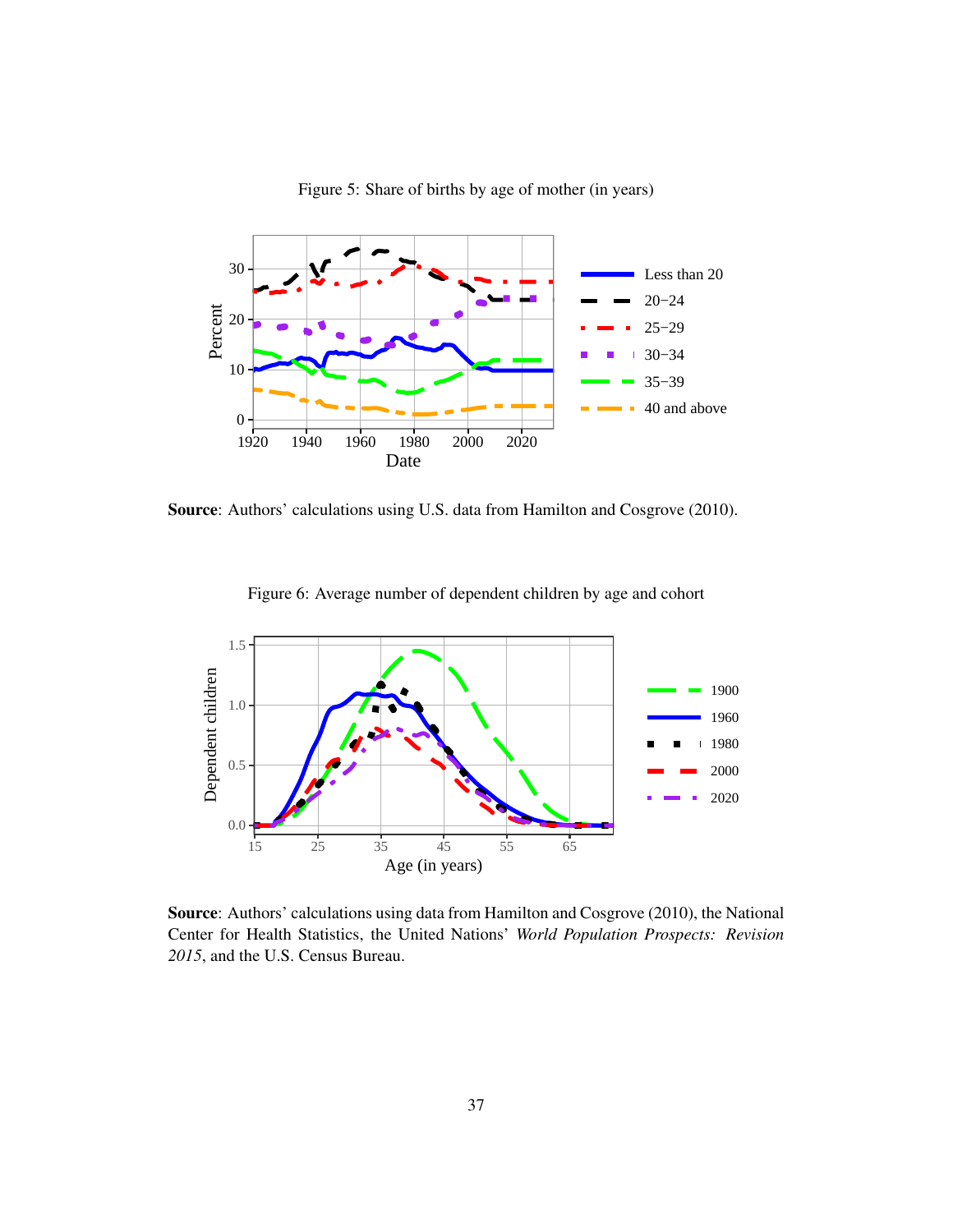Figure 5: Share of births by age of mother (in years)

**Source**: Authors' calculations using U.S. data from Hamilton and Cosgrove (2010).

Figure 6: Average number of dependent children by age and cohort

**Source**: Authors' calculations using data from Hamilton and Cosgrove (2010), the National Center for Health Statistics, the United Nations' *World Population Prospects: Revision 2015*, and the U.S. Census Bureau.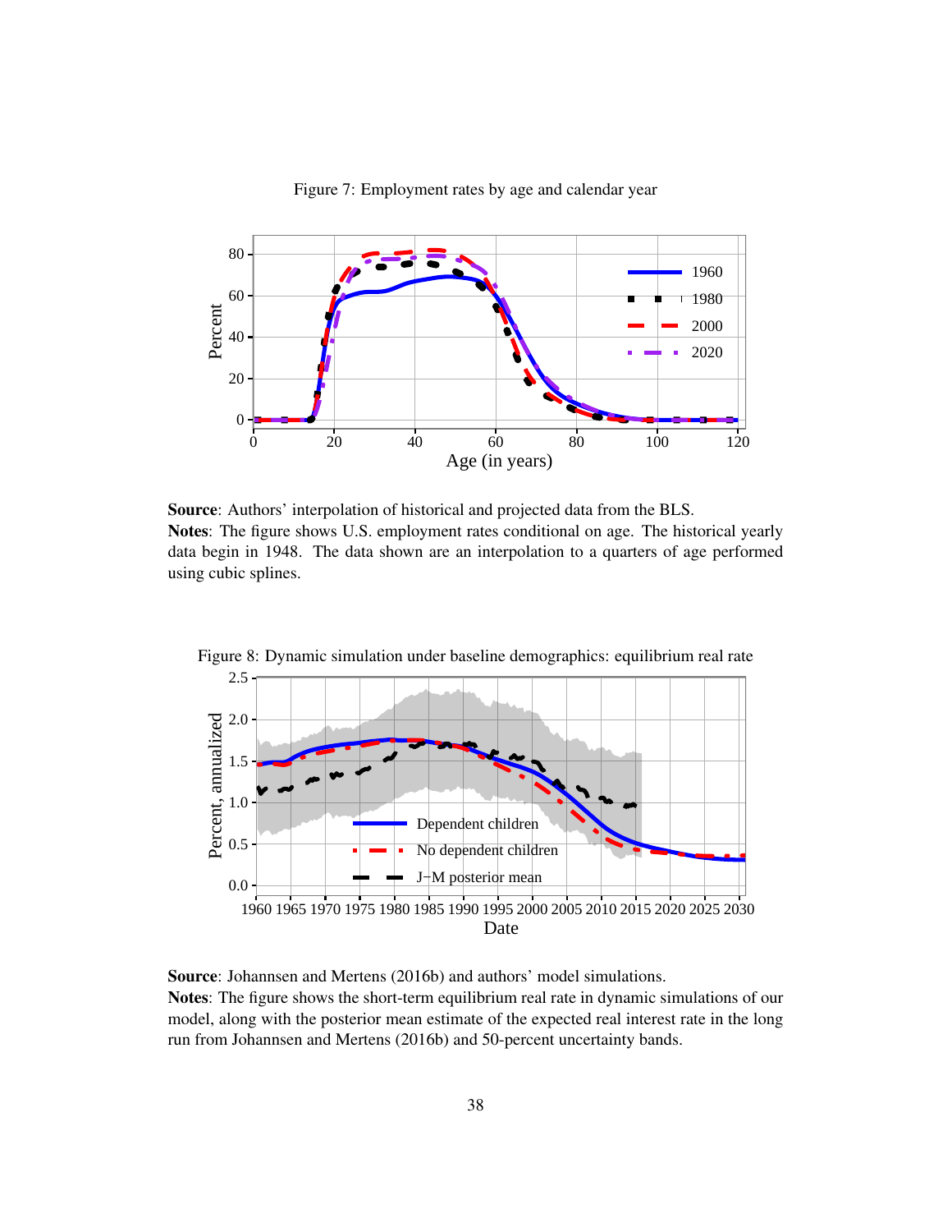Figure 7: Employment rates by age and calendar year

**Source**: Authors' interpolation of historical and projected data from the BLS.
**Notes**: The figure shows U.S. employment rates conditional on age. The historical yearly data begin in 1948. The data shown are an interpolation to a quarters of age performed using cubic splines.

Figure 8: Dynamic simulation under baseline demographics: equilibrium real rate

**Source**: Johannsen and Mertens (2016b) and authors' model simulations.
**Notes**: The figure shows the short-term equilibrium real rate in dynamic simulations of our model, along with the posterior mean estimate of the expected real interest rate in the long run from Johannsen and Mertens (2016b) and 50-percent uncertainty bands.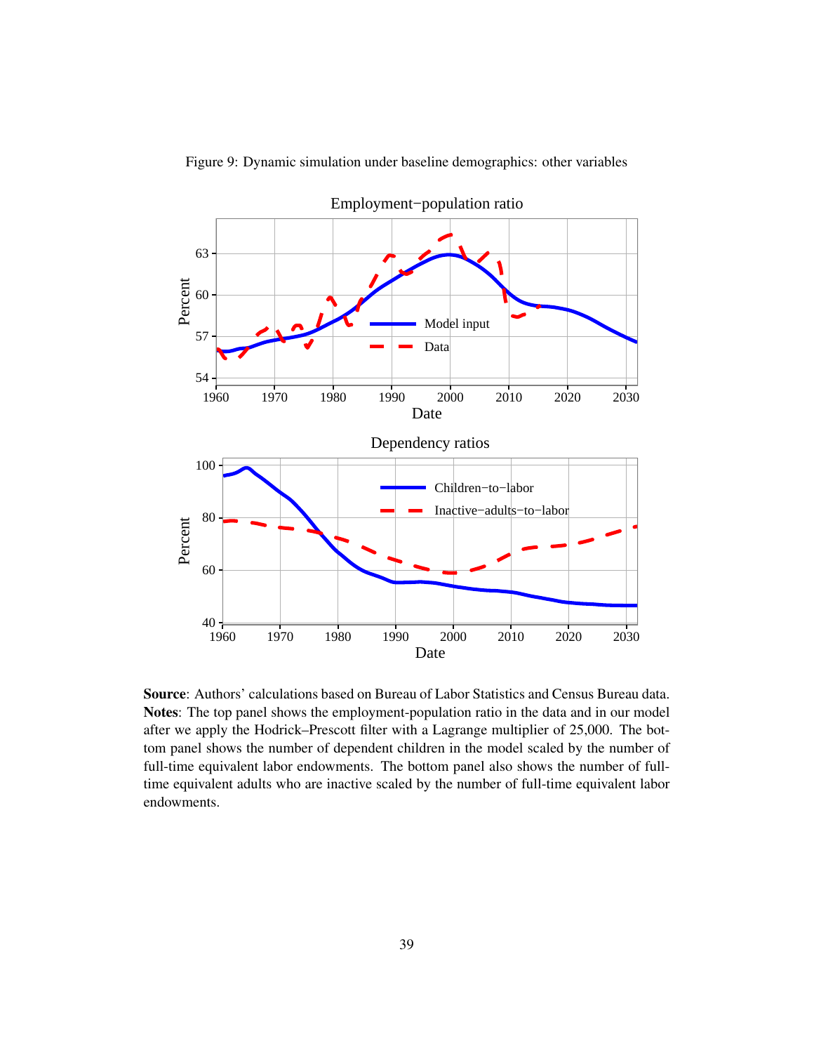Figure 9: Dynamic simulation under baseline demographics: other variables

**Source**: Authors' calculations based on Bureau of Labor Statistics and Census Bureau data.
**Notes**: The top panel shows the employment-population ratio in the data and in our model after we apply the Hodrick–Prescott filter with a Lagrange multiplier of 25,000. The bottom panel shows the number of dependent children in the model scaled by the number of full-time equivalent labor endowments. The bottom panel also shows the number of full-time equivalent adults who are inactive scaled by the number of full-time equivalent labor endowments.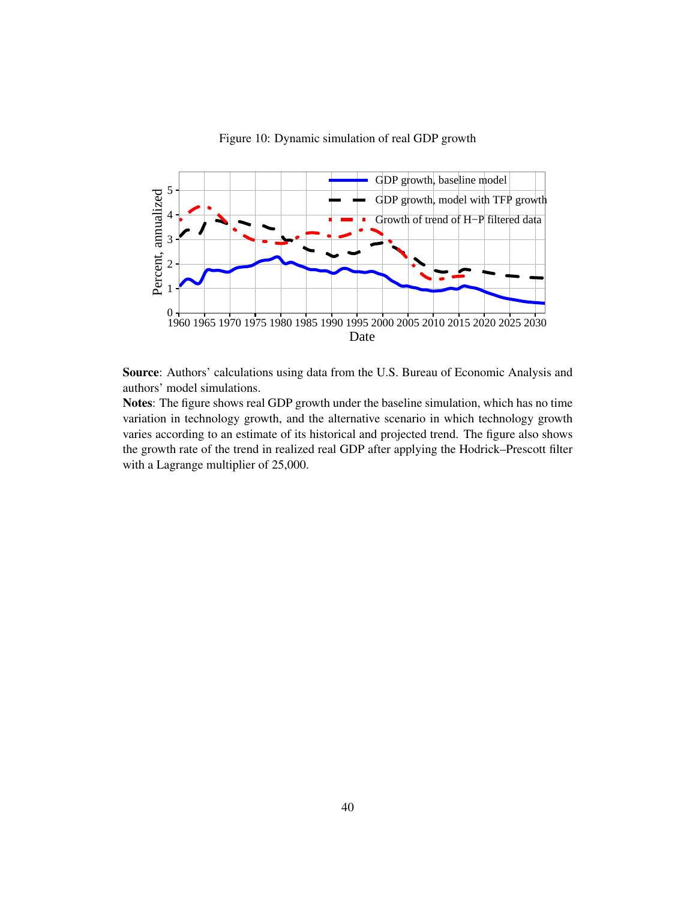Figure 10: Dynamic simulation of real GDP growth

**Source**: Authors' calculations using data from the U.S. Bureau of Economic Analysis and authors' model simulations.

**Notes**: The figure shows real GDP growth under the baseline simulation, which has no time variation in technology growth, and the alternative scenario in which technology growth varies according to an estimate of its historical and projected trend. The figure also shows the growth rate of the trend in realized real GDP after applying the Hodrick–Prescott filter with a Lagrange multiplier of 25,000.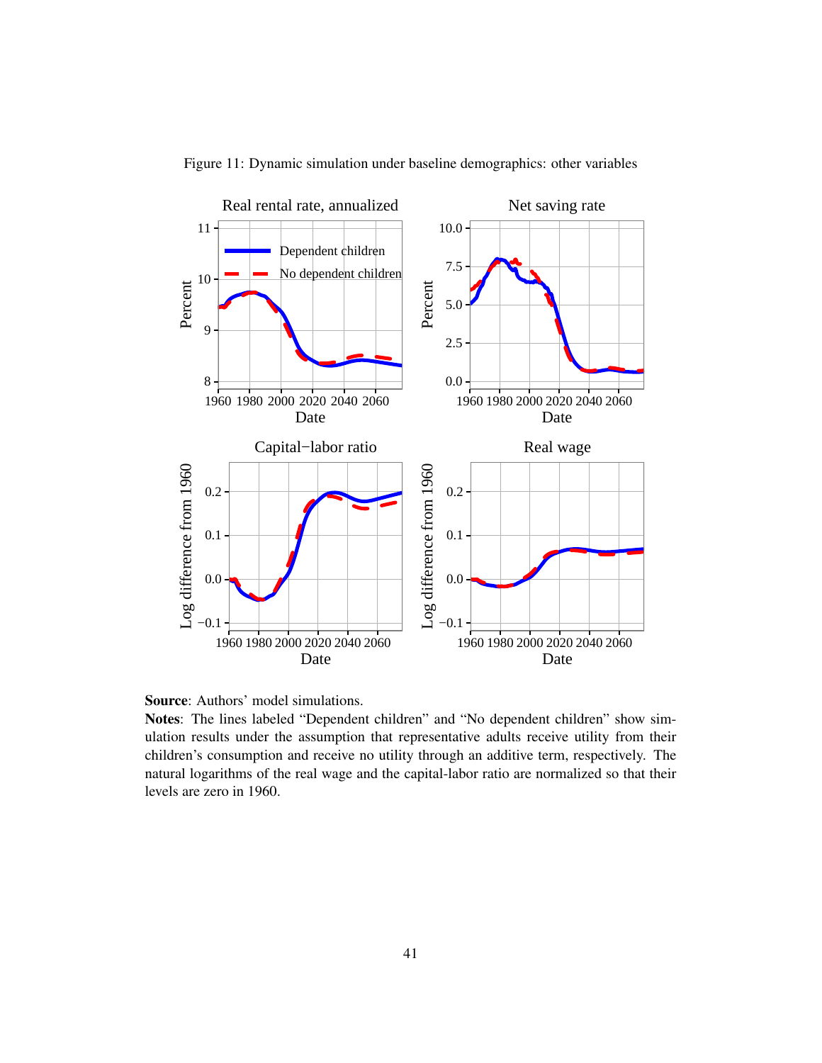Figure 11: Dynamic simulation under baseline demographics: other variables

**Source**: Authors' model simulations.

**Notes**: The lines labeled "Dependent children" and "No dependent children" show simulation results under the assumption that representative adults receive utility from their children's consumption and receive no utility through an additive term, respectively. The natural logarithms of the real wage and the capital-labor ratio are normalized so that their levels are zero in 1960.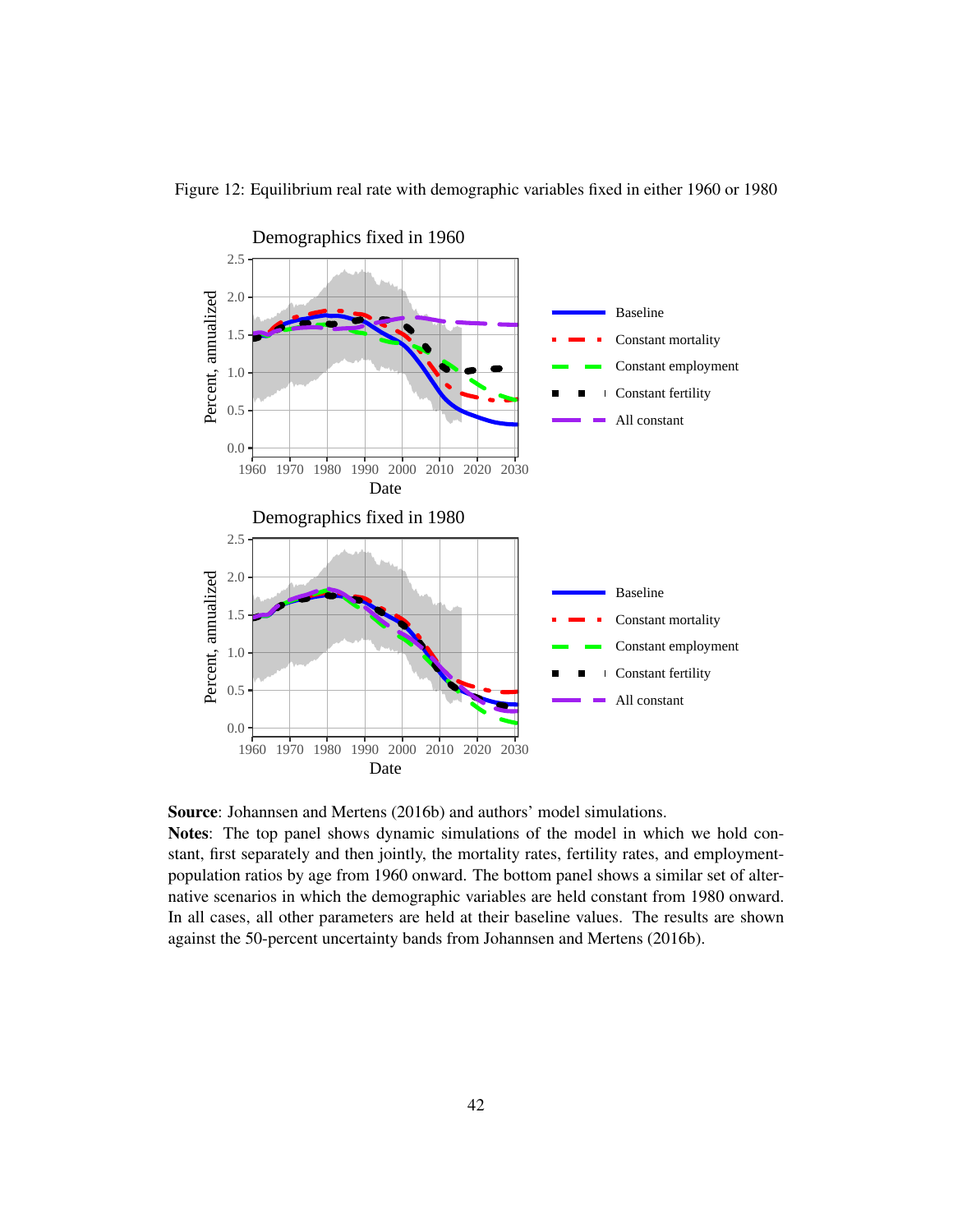Figure 12: Equilibrium real rate with demographic variables fixed in either 1960 or 1980

**Source**: Johannsen and Mertens (2016b) and authors' model simulations.
**Notes**: The top panel shows dynamic simulations of the model in which we hold constant, first separately and then jointly, the mortality rates, fertility rates, and employment-population ratios by age from 1960 onward. The bottom panel shows a similar set of alternative scenarios in which the demographic variables are held constant from 1980 onward. In all cases, all other parameters are held at their baseline values. The results are shown against the 50-percent uncertainty bands from Johannsen and Mertens (2016b).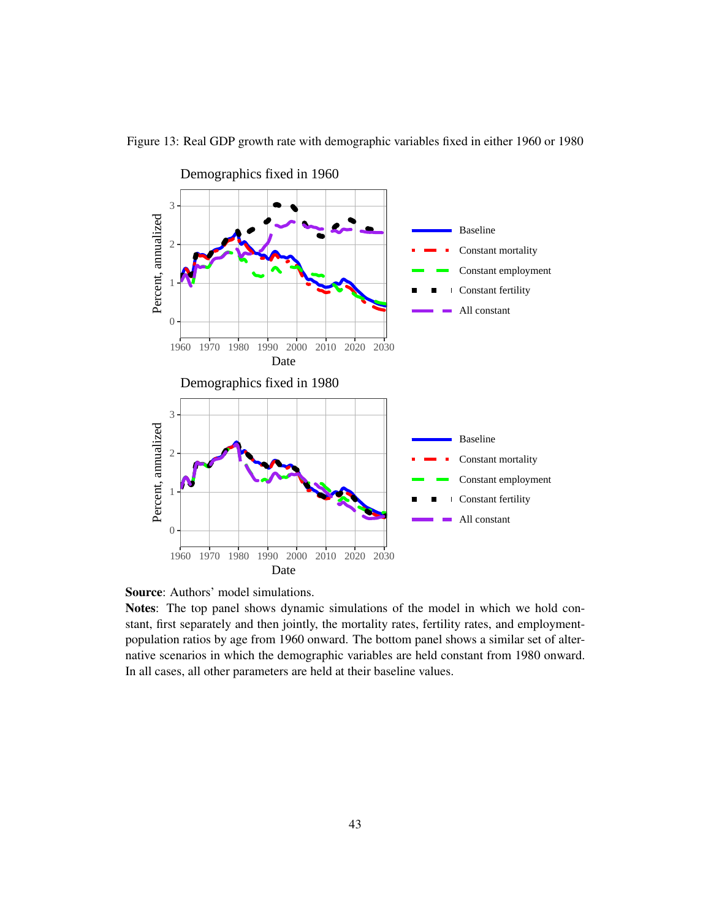Figure 13: Real GDP growth rate with demographic variables fixed in either 1960 or 1980

**Source**: Authors' model simulations.

**Notes**: The top panel shows dynamic simulations of the model in which we hold constant, first separately and then jointly, the mortality rates, fertility rates, and employment-population ratios by age from 1960 onward. The bottom panel shows a similar set of alternative scenarios in which the demographic variables are held constant from 1980 onward. In all cases, all other parameters are held at their baseline values.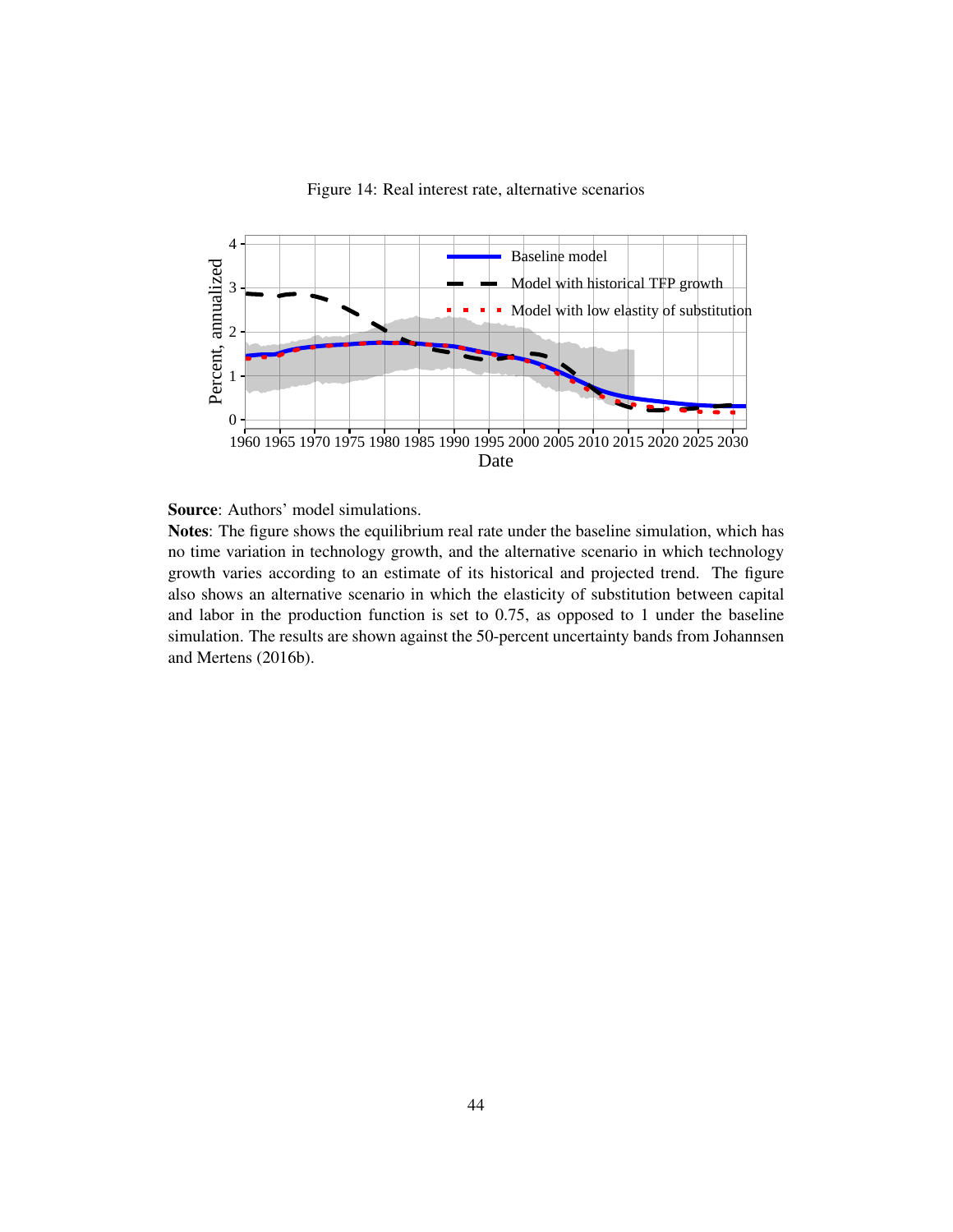Figure 14: Real interest rate, alternative scenarios

**Source**: Authors' model simulations.

**Notes**: The figure shows the equilibrium real rate under the baseline simulation, which has no time variation in technology growth, and the alternative scenario in which technology growth varies according to an estimate of its historical and projected trend. The figure also shows an alternative scenario in which the elasticity of substitution between capital and labor in the production function is set to 0.75, as opposed to 1 under the baseline simulation. The results are shown against the 50-percent uncertainty bands from Johannsen and Mertens (2016b).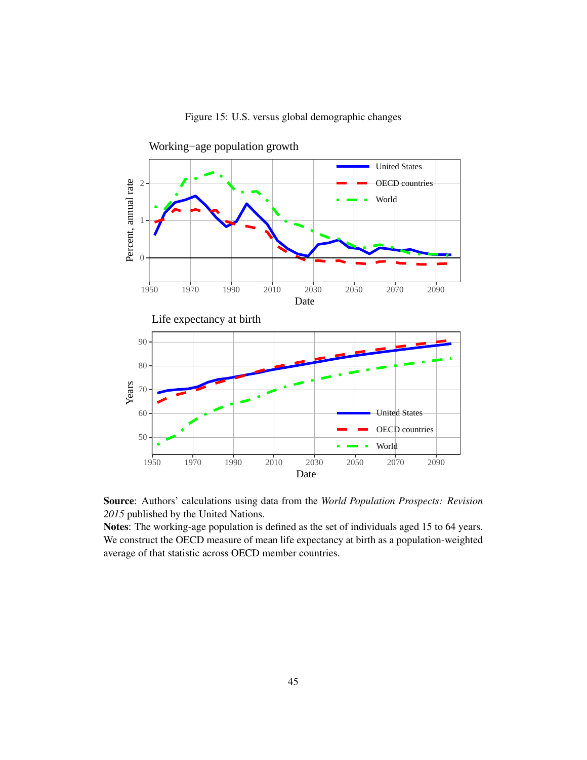Figure 15: U.S. versus global demographic changes

Working−age population growth

Percent, annual rate

2
1
0

1950 1970 1990 2010 2030 2050 2070 2090

Date

United States
OECD countries
World

Life expectancy at birth

Years

90
80
70
60
50

1950 1970 1990 2010 2030 2050 2070 2090

Date

United States
OECD countries
World

**Source**: Authors' calculations using data from the *World Population Prospects: Revision 2015* published by the United Nations.
**Notes**: The working-age population is defined as the set of individuals aged 15 to 64 years. We construct the OECD measure of mean life expectancy at birth as a population-weighted average of that statistic across OECD member countries.